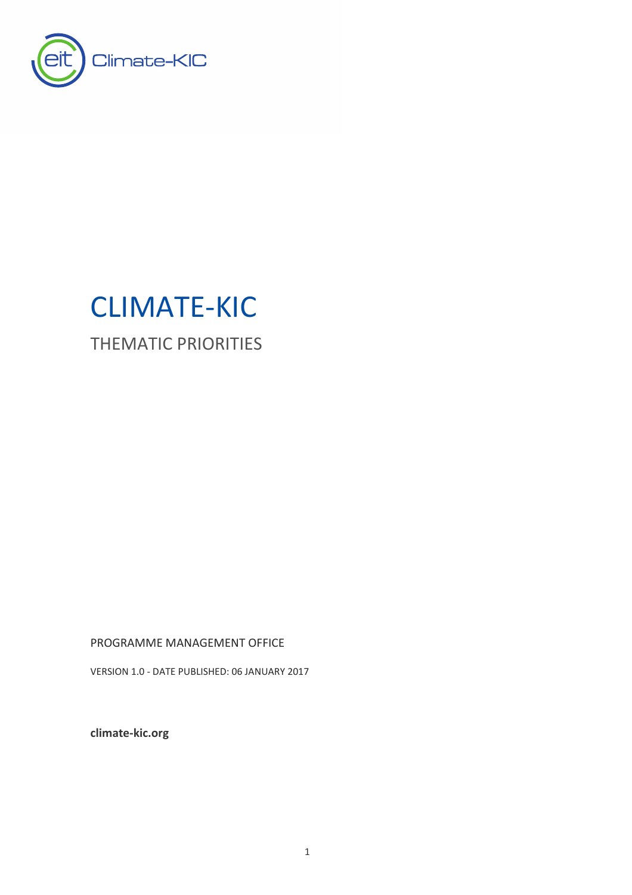# CLIMATE-KIC

## THEMATIC PRIORITIES

PROGRAMME MANAGEMENT OFFICE

VERSION 1.0 - DATE PUBLISHED: 06 JANUARY 2017

**climate-kic.org**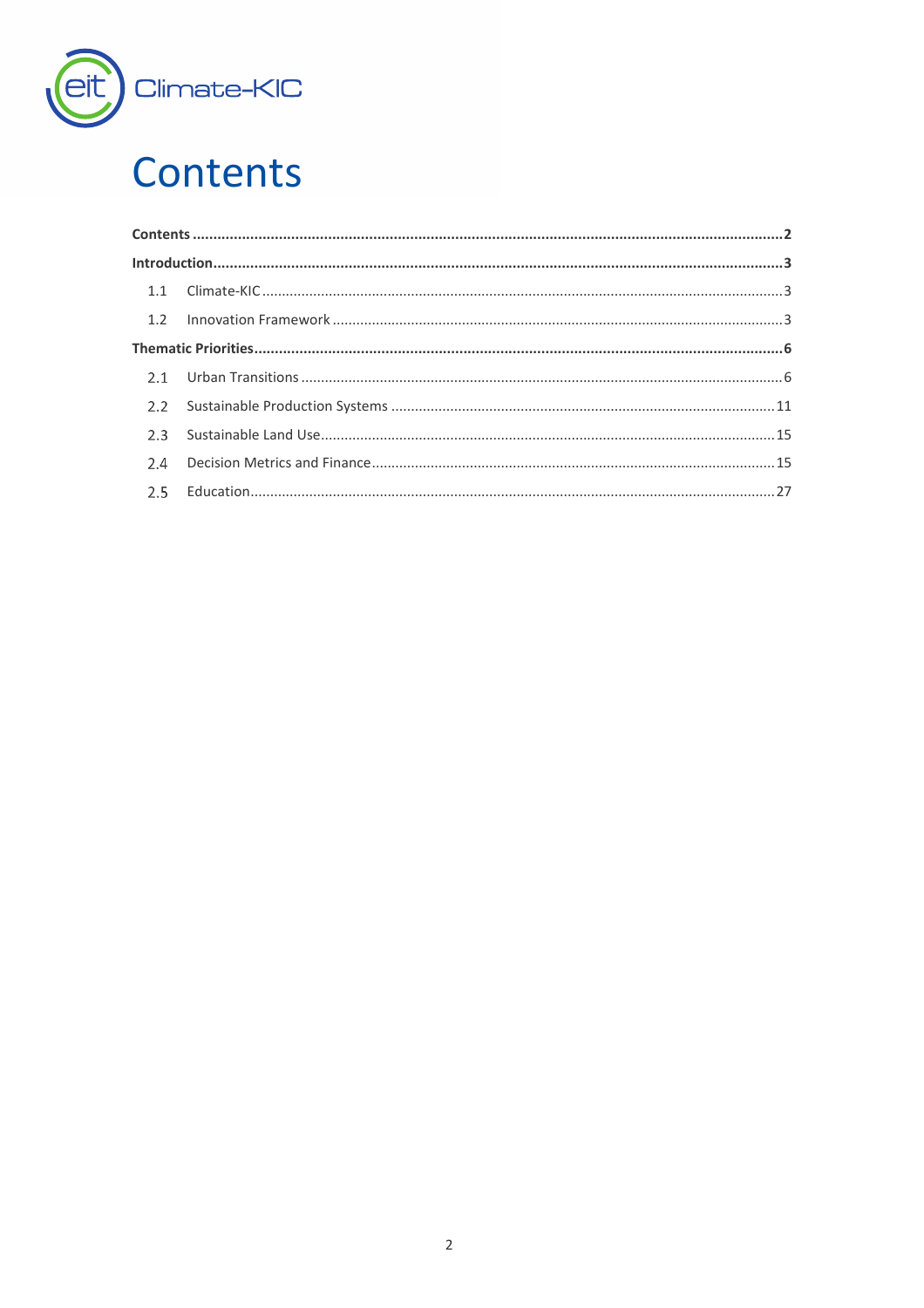# Contents

**Contents** .......... **2**

**Introduction** .......... **3**

- 1.1 Climate-KIC .......... 3
- 1.2 Innovation Framework .......... 3

**Thematic Priorities** .......... **6**

- 2.1 Urban Transitions .......... 6
- 2.2 Sustainable Production Systems .......... 11
- 2.3 Sustainable Land Use .......... 15
- 2.4 Decision Metrics and Finance .......... 15
- 2.5 Education .......... 27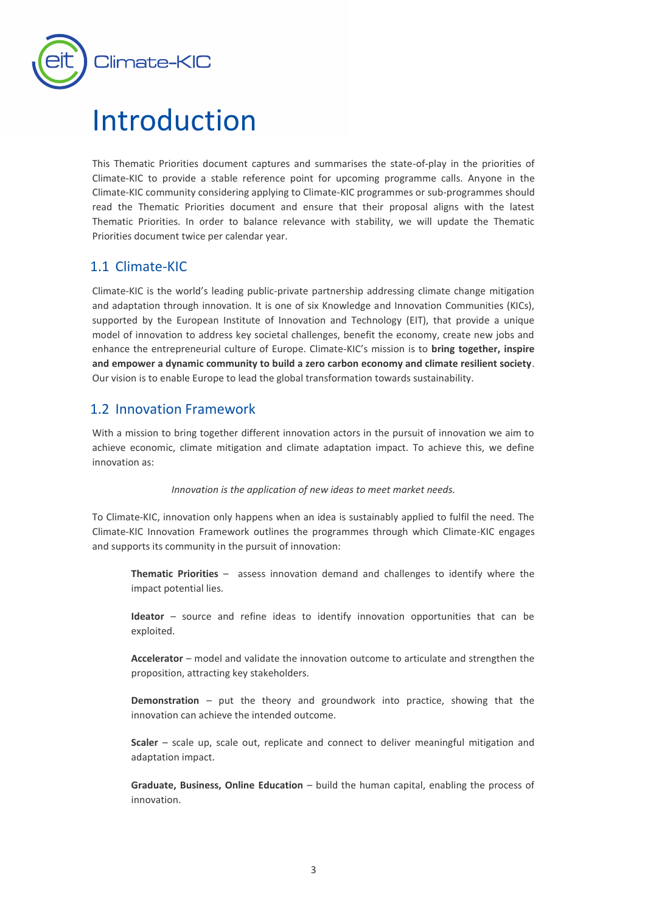# Introduction

This Thematic Priorities document captures and summarises the state-of-play in the priorities of Climate-KIC to provide a stable reference point for upcoming programme calls. Anyone in the Climate-KIC community considering applying to Climate-KIC programmes or sub-programmes should read the Thematic Priorities document and ensure that their proposal aligns with the latest Thematic Priorities. In order to balance relevance with stability, we will update the Thematic Priorities document twice per calendar year.

## 1.1 Climate-KIC

Climate-KIC is the world's leading public-private partnership addressing climate change mitigation and adaptation through innovation. It is one of six Knowledge and Innovation Communities (KICs), supported by the European Institute of Innovation and Technology (EIT), that provide a unique model of innovation to address key societal challenges, benefit the economy, create new jobs and enhance the entrepreneurial culture of Europe. Climate-KIC's mission is to **bring together, inspire and empower a dynamic community to build a zero carbon economy and climate resilient society**. Our vision is to enable Europe to lead the global transformation towards sustainability.

## 1.2 Innovation Framework

With a mission to bring together different innovation actors in the pursuit of innovation we aim to achieve economic, climate mitigation and climate adaptation impact. To achieve this, we define innovation as:

*Innovation is the application of new ideas to meet market needs.*

To Climate-KIC, innovation only happens when an idea is sustainably applied to fulfil the need. The Climate-KIC Innovation Framework outlines the programmes through which Climate-KIC engages and supports its community in the pursuit of innovation:

**Thematic Priorities** – assess innovation demand and challenges to identify where the impact potential lies.

**Ideator** – source and refine ideas to identify innovation opportunities that can be exploited.

**Accelerator** – model and validate the innovation outcome to articulate and strengthen the proposition, attracting key stakeholders.

**Demonstration** – put the theory and groundwork into practice, showing that the innovation can achieve the intended outcome.

**Scaler** – scale up, scale out, replicate and connect to deliver meaningful mitigation and adaptation impact.

**Graduate, Business, Online Education** – build the human capital, enabling the process of innovation.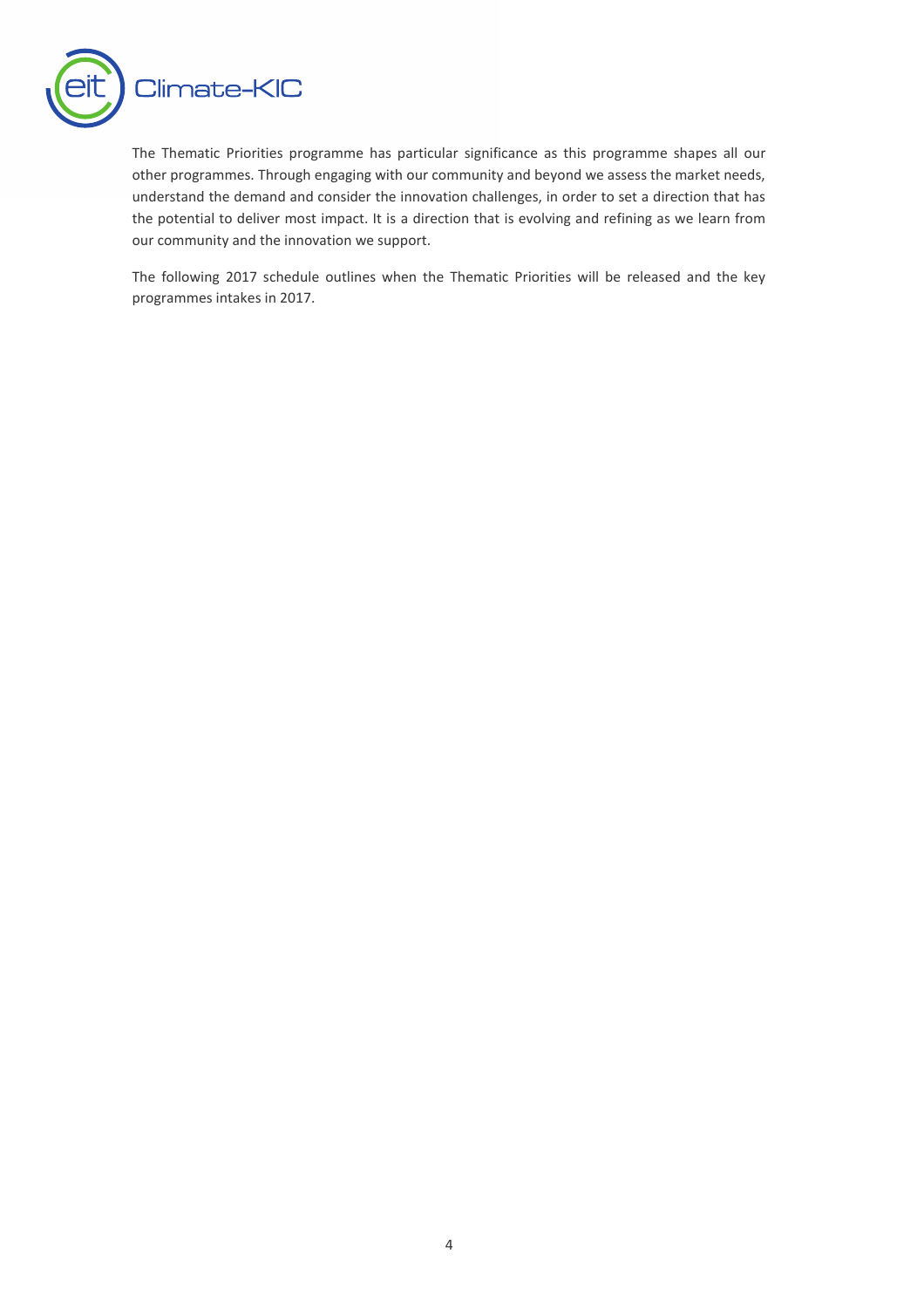The Thematic Priorities programme has particular significance as this programme shapes all our other programmes. Through engaging with our community and beyond we assess the market needs, understand the demand and consider the innovation challenges, in order to set a direction that has the potential to deliver most impact. It is a direction that is evolving and refining as we learn from our community and the innovation we support.

The following 2017 schedule outlines when the Thematic Priorities will be released and the key programmes intakes in 2017.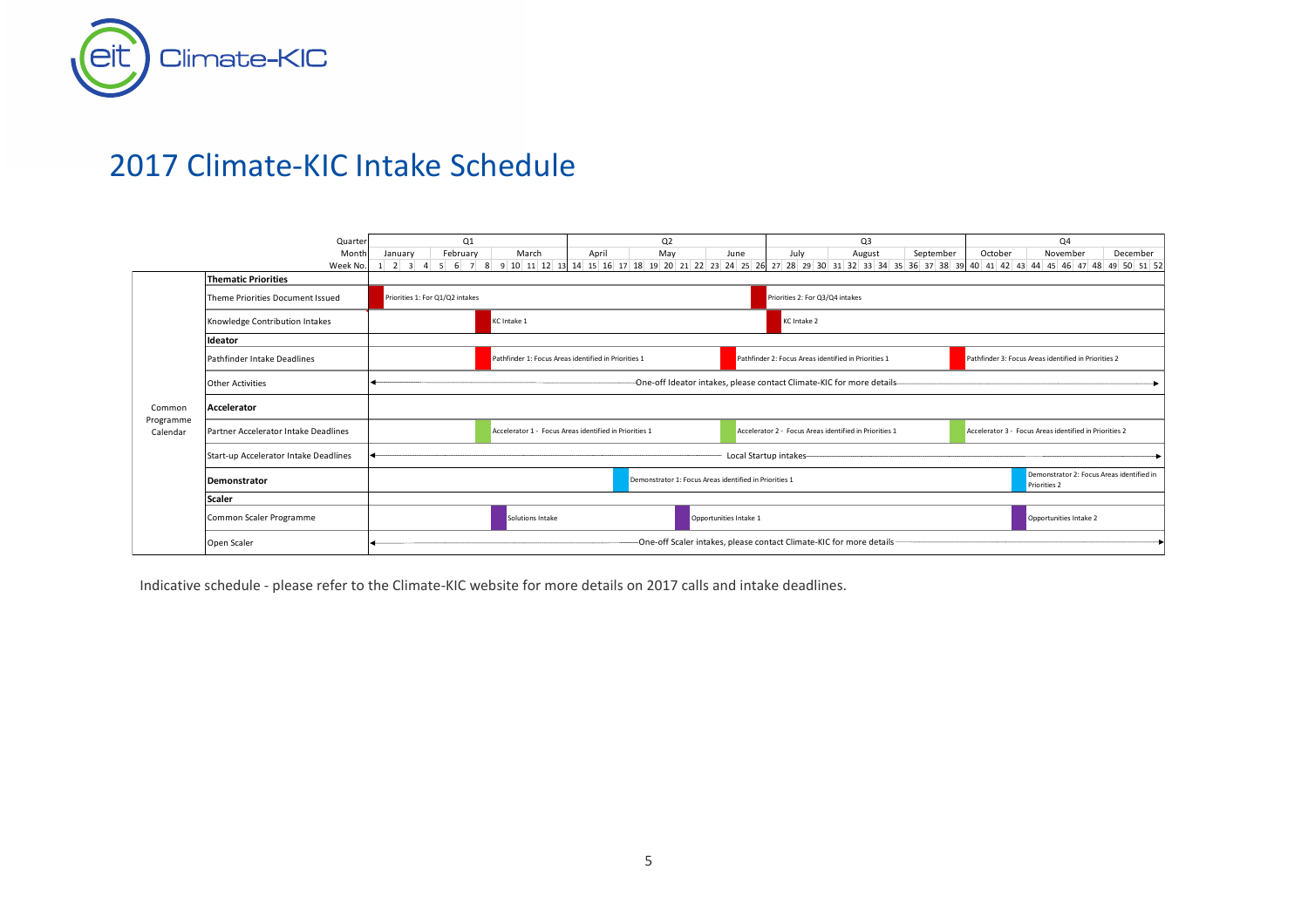# 2017 Climate-KIC Intake Schedule

| Common Programme Calendar | Quarter / Month / Week No. | Q1: January (1–4), February (5–8), March (9–13) | Q2: April (14–17), May (18–22), June (23–26) | Q3: July (27–30), August (31–35), September (36–39) | Q4: October (40–43), November (44–48), December (49–52) |
|---|---|---|---|---|---|
| | **Thematic Priorities** | | | | |
| | Theme Priorities Document Issued | Priorities 1: For Q1/Q2 intakes | Priorities 2: For Q3/Q4 intakes | | |
| | Knowledge Contribution Intakes | KC Intake 1 | | KC Intake 2 | |
| | **Ideator** | | | | |
| | Pathfinder Intake Deadlines | Pathfinder 1: Focus Areas identified in Priorities 1 | Pathfinder 2: Focus Areas identified in Priorities 1 | | Pathfinder 3: Focus Areas identified in Priorities 2 |
| | Other Activities | One-off Ideator intakes, please contact Climate-KIC for more details | | | |
| | **Accelerator** | | | | |
| | Partner Accelerator Intake Deadlines | Accelerator 1 - Focus Areas identified in Priorities 1 | Accelerator 2 - Focus Areas identified in Priorities 1 | | Accelerator 3 - Focus Areas identified in Priorities 2 |
| | Start-up Accelerator Intake Deadlines | Local Startup intakes | | | |
| | **Demonstrator** | | Demonstrator 1: Focus Areas identified in Priorities 1 | | Demonstrator 2: Focus Areas identified in Priorities 2 |
| | **Scaler** | | | | |
| | Common Scaler Programme | Solutions Intake | Opportunities Intake 1 | | Opportunities Intake 2 |
| | Open Scaler | One-off Scaler intakes, please contact Climate-KIC for more details | | | |

Indicative schedule - please refer to the Climate-KIC website for more details on 2017 calls and intake deadlines.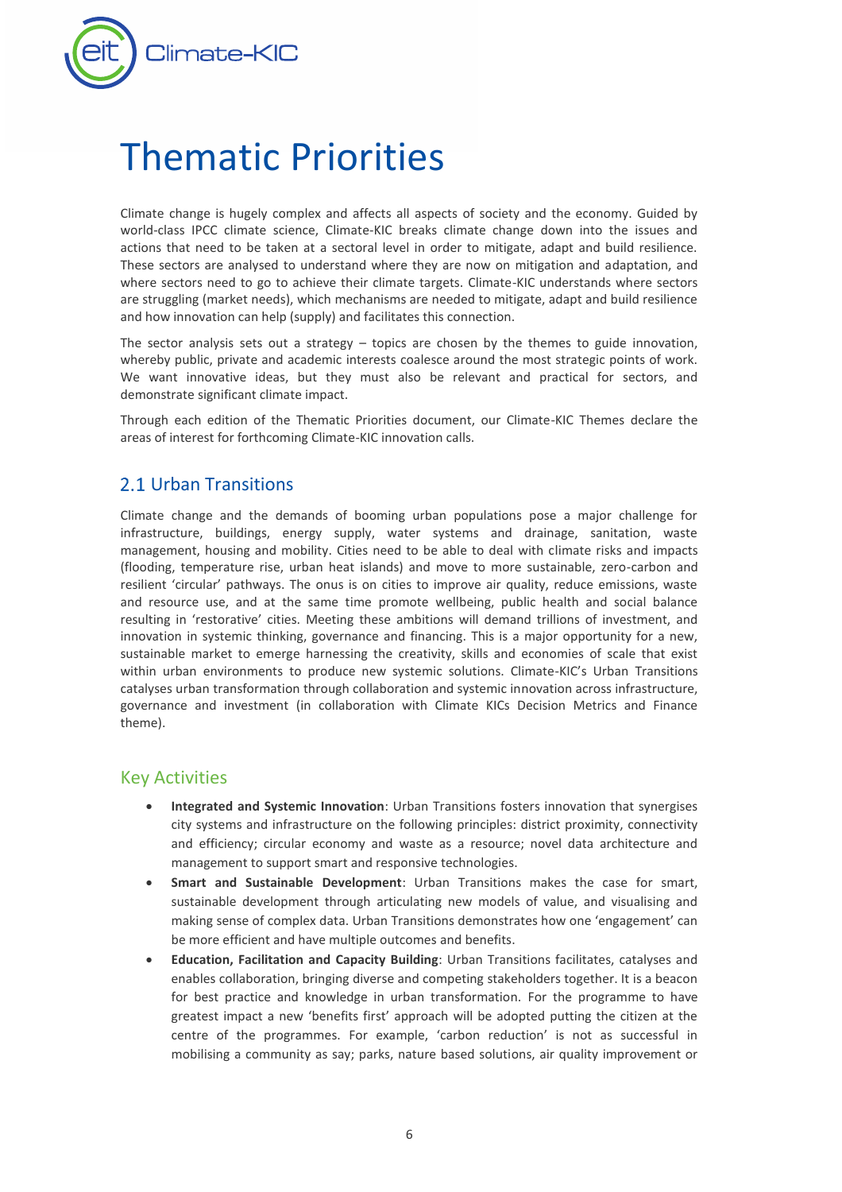# Thematic Priorities

Climate change is hugely complex and affects all aspects of society and the economy. Guided by world-class IPCC climate science, Climate-KIC breaks climate change down into the issues and actions that need to be taken at a sectoral level in order to mitigate, adapt and build resilience. These sectors are analysed to understand where they are now on mitigation and adaptation, and where sectors need to go to achieve their climate targets. Climate-KIC understands where sectors are struggling (market needs), which mechanisms are needed to mitigate, adapt and build resilience and how innovation can help (supply) and facilitates this connection.

The sector analysis sets out a strategy – topics are chosen by the themes to guide innovation, whereby public, private and academic interests coalesce around the most strategic points of work. We want innovative ideas, but they must also be relevant and practical for sectors, and demonstrate significant climate impact.

Through each edition of the Thematic Priorities document, our Climate-KIC Themes declare the areas of interest for forthcoming Climate-KIC innovation calls.

## 2.1 Urban Transitions

Climate change and the demands of booming urban populations pose a major challenge for infrastructure, buildings, energy supply, water systems and drainage, sanitation, waste management, housing and mobility. Cities need to be able to deal with climate risks and impacts (flooding, temperature rise, urban heat islands) and move to more sustainable, zero-carbon and resilient 'circular' pathways. The onus is on cities to improve air quality, reduce emissions, waste and resource use, and at the same time promote wellbeing, public health and social balance resulting in 'restorative' cities. Meeting these ambitions will demand trillions of investment, and innovation in systemic thinking, governance and financing. This is a major opportunity for a new, sustainable market to emerge harnessing the creativity, skills and economies of scale that exist within urban environments to produce new systemic solutions. Climate-KIC's Urban Transitions catalyses urban transformation through collaboration and systemic innovation across infrastructure, governance and investment (in collaboration with Climate KICs Decision Metrics and Finance theme).

### Key Activities

- **Integrated and Systemic Innovation**: Urban Transitions fosters innovation that synergises city systems and infrastructure on the following principles: district proximity, connectivity and efficiency; circular economy and waste as a resource; novel data architecture and management to support smart and responsive technologies.
- **Smart and Sustainable Development**: Urban Transitions makes the case for smart, sustainable development through articulating new models of value, and visualising and making sense of complex data. Urban Transitions demonstrates how one 'engagement' can be more efficient and have multiple outcomes and benefits.
- **Education, Facilitation and Capacity Building**: Urban Transitions facilitates, catalyses and enables collaboration, bringing diverse and competing stakeholders together. It is a beacon for best practice and knowledge in urban transformation. For the programme to have greatest impact a new 'benefits first' approach will be adopted putting the citizen at the centre of the programmes. For example, 'carbon reduction' is not as successful in mobilising a community as say; parks, nature based solutions, air quality improvement or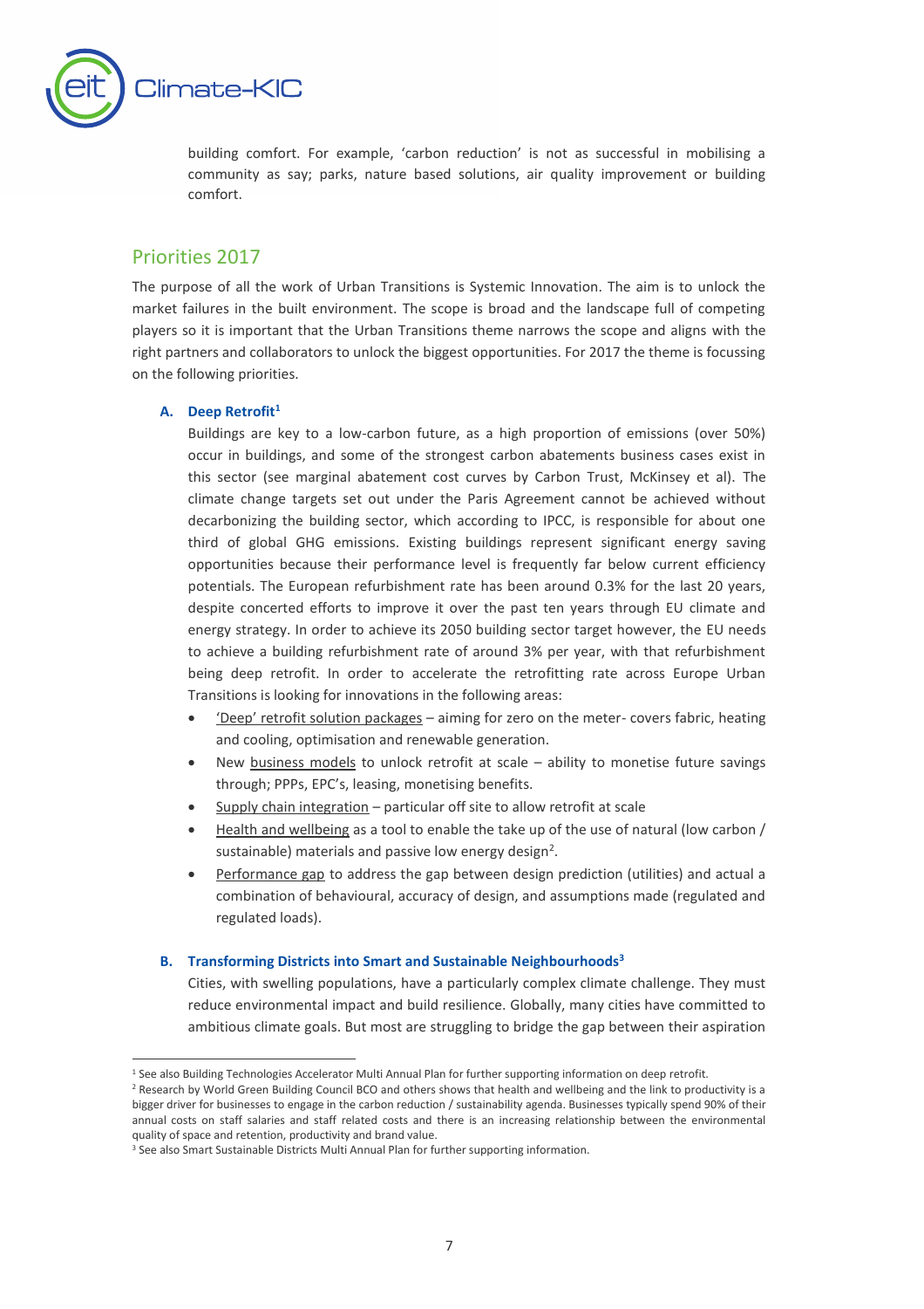building comfort. For example, 'carbon reduction' is not as successful in mobilising a community as say; parks, nature based solutions, air quality improvement or building comfort.

## Priorities 2017

The purpose of all the work of Urban Transitions is Systemic Innovation. The aim is to unlock the market failures in the built environment. The scope is broad and the landscape full of competing players so it is important that the Urban Transitions theme narrows the scope and aligns with the right partners and collaborators to unlock the biggest opportunities. For 2017 the theme is focussing on the following priorities.

### A. Deep Retrofit[1]

Buildings are key to a low-carbon future, as a high proportion of emissions (over 50%) occur in buildings, and some of the strongest carbon abatements business cases exist in this sector (see marginal abatement cost curves by Carbon Trust, McKinsey et al). The climate change targets set out under the Paris Agreement cannot be achieved without decarbonizing the building sector, which according to IPCC, is responsible for about one third of global GHG emissions. Existing buildings represent significant energy saving opportunities because their performance level is frequently far below current efficiency potentials. The European refurbishment rate has been around 0.3% for the last 20 years, despite concerted efforts to improve it over the past ten years through EU climate and energy strategy. In order to achieve its 2050 building sector target however, the EU needs to achieve a building refurbishment rate of around 3% per year, with that refurbishment being deep retrofit. In order to accelerate the retrofitting rate across Europe Urban Transitions is looking for innovations in the following areas:

- 'Deep' retrofit solution packages – aiming for zero on the meter- covers fabric, heating and cooling, optimisation and renewable generation.
- New business models to unlock retrofit at scale – ability to monetise future savings through; PPPs, EPC's, leasing, monetising benefits.
- Supply chain integration – particular off site to allow retrofit at scale
- Health and wellbeing as a tool to enable the take up of the use of natural (low carbon / sustainable) materials and passive low energy design[2].
- Performance gap to address the gap between design prediction (utilities) and actual a combination of behavioural, accuracy of design, and assumptions made (regulated and regulated loads).

### B. Transforming Districts into Smart and Sustainable Neighbourhoods[3]

Cities, with swelling populations, have a particularly complex climate challenge. They must reduce environmental impact and build resilience. Globally, many cities have committed to ambitious climate goals. But most are struggling to bridge the gap between their aspiration

---

[1] See also Building Technologies Accelerator Multi Annual Plan for further supporting information on deep retrofit.

[2] Research by World Green Building Council BCO and others shows that health and wellbeing and the link to productivity is a bigger driver for businesses to engage in the carbon reduction / sustainability agenda. Businesses typically spend 90% of their annual costs on staff salaries and staff related costs and there is an increasing relationship between the environmental quality of space and retention, productivity and brand value.

[3] See also Smart Sustainable Districts Multi Annual Plan for further supporting information.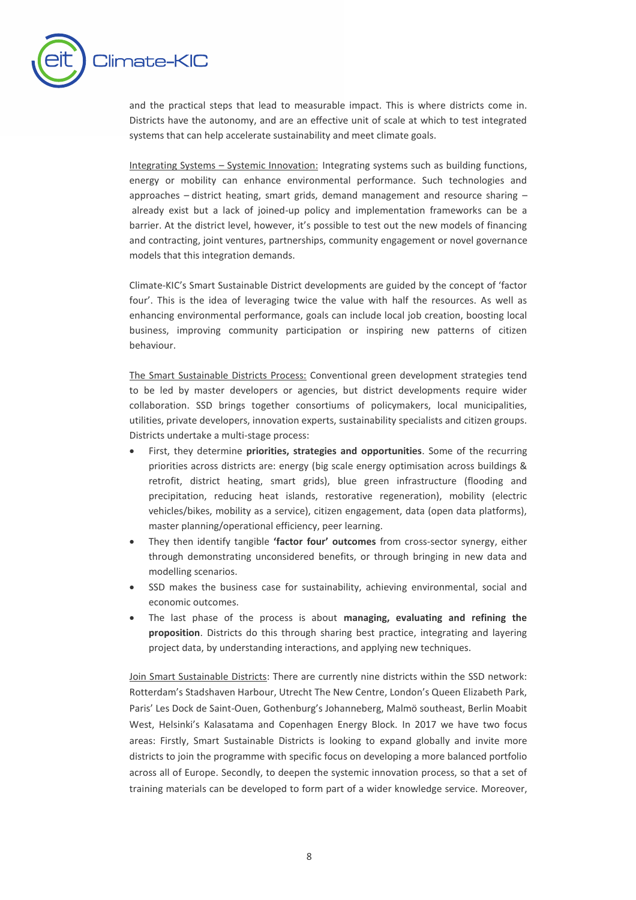and the practical steps that lead to measurable impact. This is where districts come in. Districts have the autonomy, and are an effective unit of scale at which to test integrated systems that can help accelerate sustainability and meet climate goals.

Integrating Systems – Systemic Innovation: Integrating systems such as building functions, energy or mobility can enhance environmental performance. Such technologies and approaches – district heating, smart grids, demand management and resource sharing – already exist but a lack of joined-up policy and implementation frameworks can be a barrier. At the district level, however, it's possible to test out the new models of financing and contracting, joint ventures, partnerships, community engagement or novel governance models that this integration demands.

Climate-KIC's Smart Sustainable District developments are guided by the concept of 'factor four'. This is the idea of leveraging twice the value with half the resources. As well as enhancing environmental performance, goals can include local job creation, boosting local business, improving community participation or inspiring new patterns of citizen behaviour.

The Smart Sustainable Districts Process: Conventional green development strategies tend to be led by master developers or agencies, but district developments require wider collaboration. SSD brings together consortiums of policymakers, local municipalities, utilities, private developers, innovation experts, sustainability specialists and citizen groups. Districts undertake a multi-stage process:

- First, they determine **priorities, strategies and opportunities**. Some of the recurring priorities across districts are: energy (big scale energy optimisation across buildings & retrofit, district heating, smart grids), blue green infrastructure (flooding and precipitation, reducing heat islands, restorative regeneration), mobility (electric vehicles/bikes, mobility as a service), citizen engagement, data (open data platforms), master planning/operational efficiency, peer learning.
- They then identify tangible **'factor four' outcomes** from cross-sector synergy, either through demonstrating unconsidered benefits, or through bringing in new data and modelling scenarios.
- SSD makes the business case for sustainability, achieving environmental, social and economic outcomes.
- The last phase of the process is about **managing, evaluating and refining the proposition**. Districts do this through sharing best practice, integrating and layering project data, by understanding interactions, and applying new techniques.

Join Smart Sustainable Districts: There are currently nine districts within the SSD network: Rotterdam's Stadshaven Harbour, Utrecht The New Centre, London's Queen Elizabeth Park, Paris' Les Dock de Saint-Ouen, Gothenburg's Johanneberg, Malmö southeast, Berlin Moabit West, Helsinki's Kalasatama and Copenhagen Energy Block. In 2017 we have two focus areas: Firstly, Smart Sustainable Districts is looking to expand globally and invite more districts to join the programme with specific focus on developing a more balanced portfolio across all of Europe. Secondly, to deepen the systemic innovation process, so that a set of training materials can be developed to form part of a wider knowledge service. Moreover,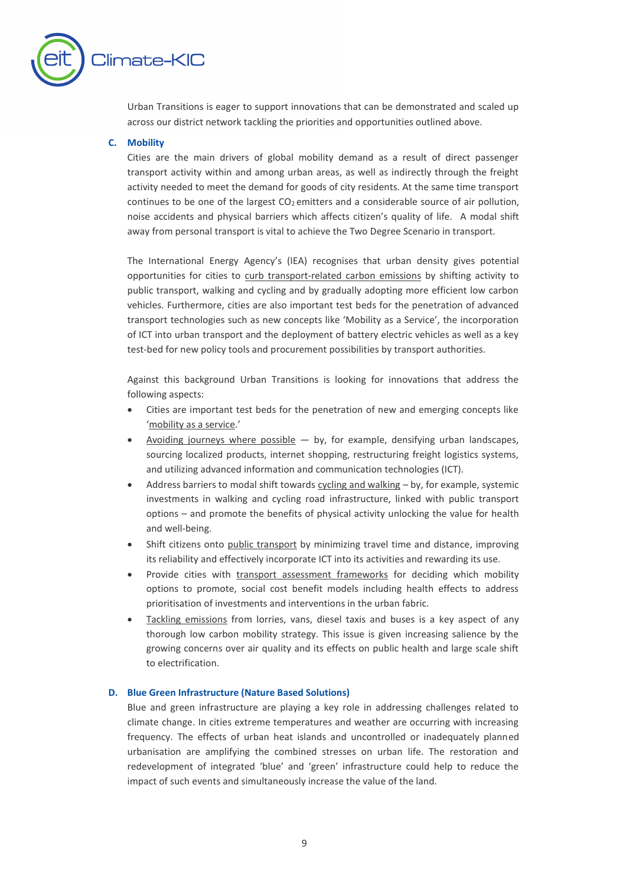Urban Transitions is eager to support innovations that can be demonstrated and scaled up across our district network tackling the priorities and opportunities outlined above.

### C. Mobility

Cities are the main drivers of global mobility demand as a result of direct passenger transport activity within and among urban areas, as well as indirectly through the freight activity needed to meet the demand for goods of city residents. At the same time transport continues to be one of the largest $CO_2$ emitters and a considerable source of air pollution, noise accidents and physical barriers which affects citizen's quality of life. A modal shift away from personal transport is vital to achieve the Two Degree Scenario in transport.

The International Energy Agency's (IEA) recognises that urban density gives potential opportunities for cities to curb transport-related carbon emissions by shifting activity to public transport, walking and cycling and by gradually adopting more efficient low carbon vehicles. Furthermore, cities are also important test beds for the penetration of advanced transport technologies such as new concepts like 'Mobility as a Service', the incorporation of ICT into urban transport and the deployment of battery electric vehicles as well as a key test-bed for new policy tools and procurement possibilities by transport authorities.

Against this background Urban Transitions is looking for innovations that address the following aspects:

- Cities are important test beds for the penetration of new and emerging concepts like 'mobility as a service.'
- Avoiding journeys where possible — by, for example, densifying urban landscapes, sourcing localized products, internet shopping, restructuring freight logistics systems, and utilizing advanced information and communication technologies (ICT).
- Address barriers to modal shift towards cycling and walking – by, for example, systemic investments in walking and cycling road infrastructure, linked with public transport options – and promote the benefits of physical activity unlocking the value for health and well-being.
- Shift citizens onto public transport by minimizing travel time and distance, improving its reliability and effectively incorporate ICT into its activities and rewarding its use.
- Provide cities with transport assessment frameworks for deciding which mobility options to promote, social cost benefit models including health effects to address prioritisation of investments and interventions in the urban fabric.
- Tackling emissions from lorries, vans, diesel taxis and buses is a key aspect of any thorough low carbon mobility strategy. This issue is given increasing salience by the growing concerns over air quality and its effects on public health and large scale shift to electrification.

### D. Blue Green Infrastructure (Nature Based Solutions)

Blue and green infrastructure are playing a key role in addressing challenges related to climate change. In cities extreme temperatures and weather are occurring with increasing frequency. The effects of urban heat islands and uncontrolled or inadequately planned urbanisation are amplifying the combined stresses on urban life. The restoration and redevelopment of integrated 'blue' and 'green' infrastructure could help to reduce the impact of such events and simultaneously increase the value of the land.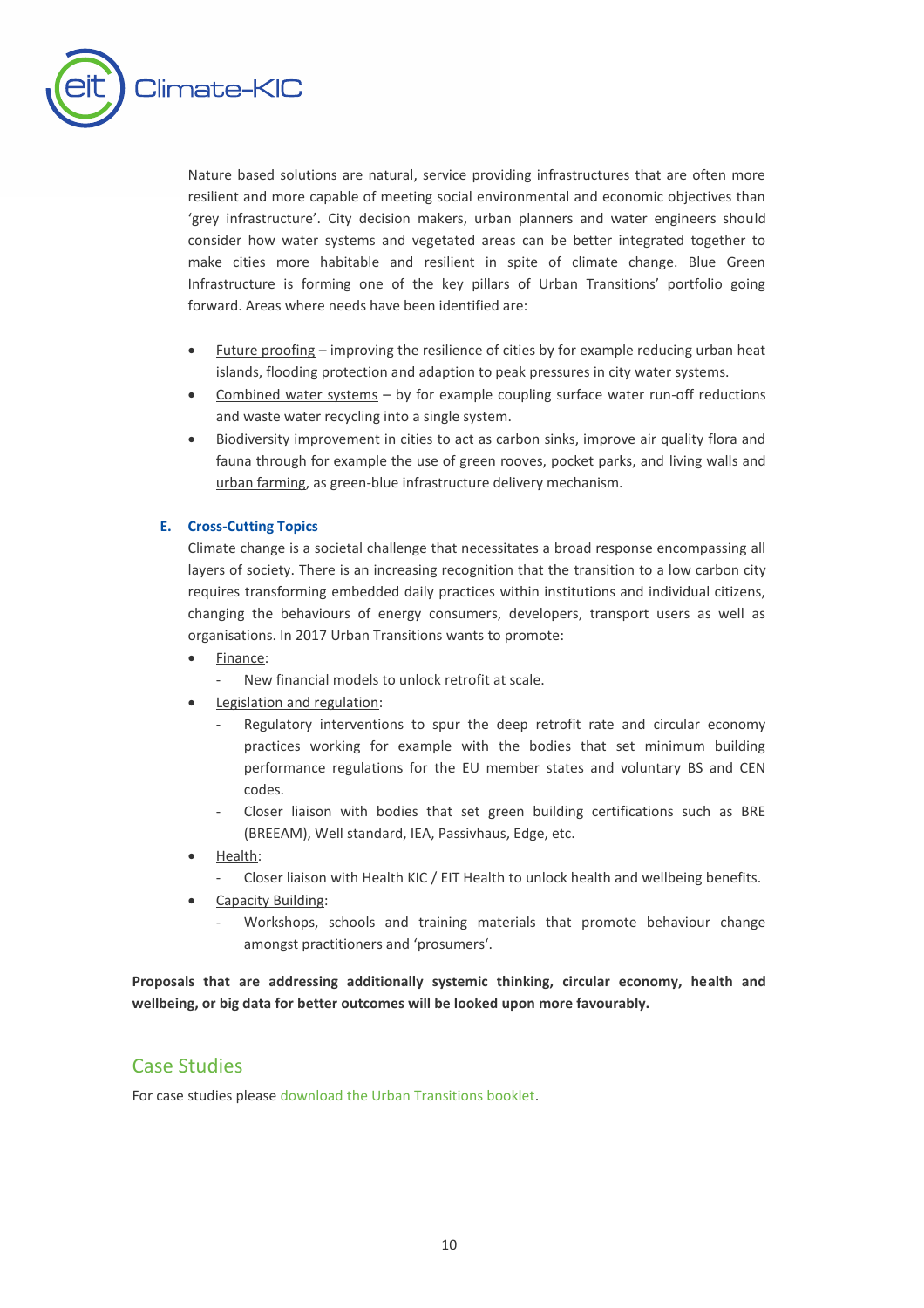Nature based solutions are natural, service providing infrastructures that are often more resilient and more capable of meeting social environmental and economic objectives than 'grey infrastructure'. City decision makers, urban planners and water engineers should consider how water systems and vegetated areas can be better integrated together to make cities more habitable and resilient in spite of climate change. Blue Green Infrastructure is forming one of the key pillars of Urban Transitions' portfolio going forward. Areas where needs have been identified are:

- Future proofing – improving the resilience of cities by for example reducing urban heat islands, flooding protection and adaption to peak pressures in city water systems.
- Combined water systems – by for example coupling surface water run-off reductions and waste water recycling into a single system.
- Biodiversity improvement in cities to act as carbon sinks, improve air quality flora and fauna through for example the use of green rooves, pocket parks, and living walls and urban farming, as green-blue infrastructure delivery mechanism.

### E. Cross-Cutting Topics

Climate change is a societal challenge that necessitates a broad response encompassing all layers of society. There is an increasing recognition that the transition to a low carbon city requires transforming embedded daily practices within institutions and individual citizens, changing the behaviours of energy consumers, developers, transport users as well as organisations. In 2017 Urban Transitions wants to promote:

- Finance:
  - New financial models to unlock retrofit at scale.
- Legislation and regulation:
  - Regulatory interventions to spur the deep retrofit rate and circular economy practices working for example with the bodies that set minimum building performance regulations for the EU member states and voluntary BS and CEN codes.
  - Closer liaison with bodies that set green building certifications such as BRE (BREEAM), Well standard, IEA, Passivhaus, Edge, etc.
- Health:
  - Closer liaison with Health KIC / EIT Health to unlock health and wellbeing benefits.
- Capacity Building:
  - Workshops, schools and training materials that promote behaviour change amongst practitioners and 'prosumers'.

**Proposals that are addressing additionally systemic thinking, circular economy, health and wellbeing, or big data for better outcomes will be looked upon more favourably.**

## Case Studies

For case studies please download the Urban Transitions booklet.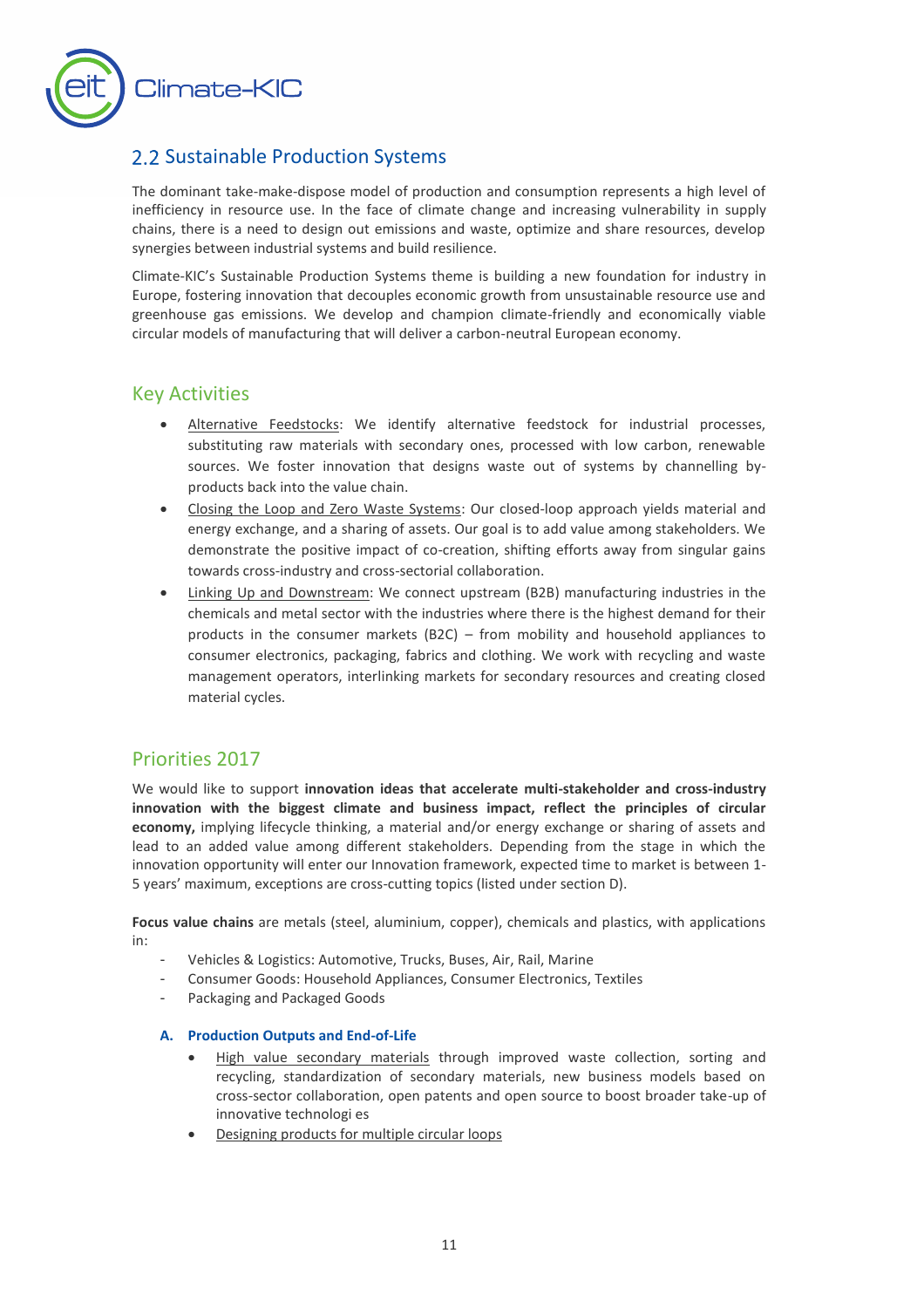## 2.2 Sustainable Production Systems

The dominant take-make-dispose model of production and consumption represents a high level of inefficiency in resource use. In the face of climate change and increasing vulnerability in supply chains, there is a need to design out emissions and waste, optimize and share resources, develop synergies between industrial systems and build resilience.

Climate-KIC's Sustainable Production Systems theme is building a new foundation for industry in Europe, fostering innovation that decouples economic growth from unsustainable resource use and greenhouse gas emissions. We develop and champion climate-friendly and economically viable circular models of manufacturing that will deliver a carbon-neutral European economy.

### Key Activities

- Alternative Feedstocks: We identify alternative feedstock for industrial processes, substituting raw materials with secondary ones, processed with low carbon, renewable sources. We foster innovation that designs waste out of systems by channelling by-products back into the value chain.
- Closing the Loop and Zero Waste Systems: Our closed-loop approach yields material and energy exchange, and a sharing of assets. Our goal is to add value among stakeholders. We demonstrate the positive impact of co-creation, shifting efforts away from singular gains towards cross-industry and cross-sectorial collaboration.
- Linking Up and Downstream: We connect upstream (B2B) manufacturing industries in the chemicals and metal sector with the industries where there is the highest demand for their products in the consumer markets (B2C) – from mobility and household appliances to consumer electronics, packaging, fabrics and clothing. We work with recycling and waste management operators, interlinking markets for secondary resources and creating closed material cycles.

### Priorities 2017

We would like to support **innovation ideas that accelerate multi-stakeholder and cross-industry innovation with the biggest climate and business impact, reflect the principles of circular economy,** implying lifecycle thinking, a material and/or energy exchange or sharing of assets and lead to an added value among different stakeholders. Depending from the stage in which the innovation opportunity will enter our Innovation framework, expected time to market is between 1-5 years' maximum, exceptions are cross-cutting topics (listed under section D).

**Focus value chains** are metals (steel, aluminium, copper), chemicals and plastics, with applications in:

- Vehicles & Logistics: Automotive, Trucks, Buses, Air, Rail, Marine
- Consumer Goods: Household Appliances, Consumer Electronics, Textiles
- Packaging and Packaged Goods

**A. Production Outputs and End-of-Life**

- High value secondary materials through improved waste collection, sorting and recycling, standardization of secondary materials, new business models based on cross-sector collaboration, open patents and open source to boost broader take-up of innovative technologi es
- Designing products for multiple circular loops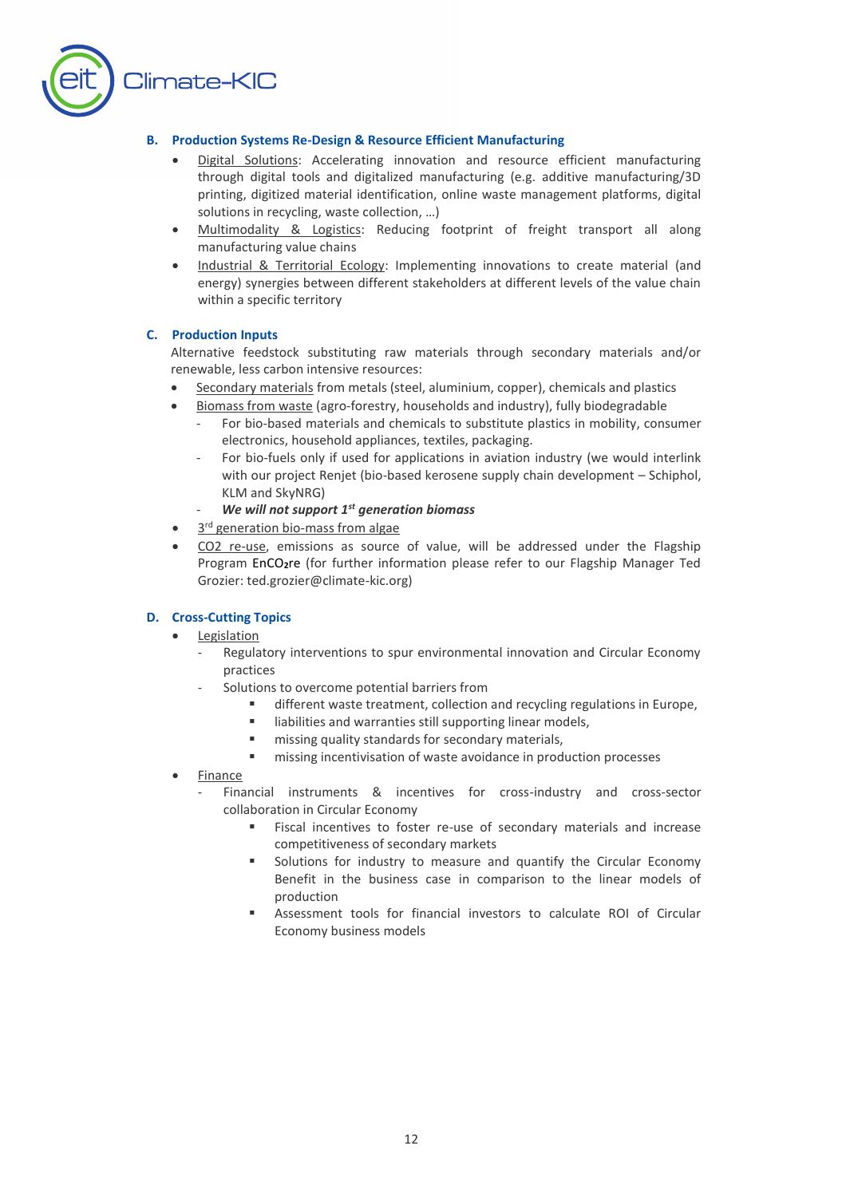### B. Production Systems Re-Design & Resource Efficient Manufacturing

- Digital Solutions: Accelerating innovation and resource efficient manufacturing through digital tools and digitalized manufacturing (e.g. additive manufacturing/3D printing, digitized material identification, online waste management platforms, digital solutions in recycling, waste collection, …)
- Multimodality & Logistics: Reducing footprint of freight transport all along manufacturing value chains
- Industrial & Territorial Ecology: Implementing innovations to create material (and energy) synergies between different stakeholders at different levels of the value chain within a specific territory

### C. Production Inputs

Alternative feedstock substituting raw materials through secondary materials and/or renewable, less carbon intensive resources:

- Secondary materials from metals (steel, aluminium, copper), chemicals and plastics
- Biomass from waste (agro-forestry, households and industry), fully biodegradable
  - For bio-based materials and chemicals to substitute plastics in mobility, consumer electronics, household appliances, textiles, packaging.
  - For bio-fuels only if used for applications in aviation industry (we would interlink with our project Renjet (bio-based kerosene supply chain development – Schiphol, KLM and SkyNRG)
  - ***We will not support 1st generation biomass***
- 3rd generation bio-mass from algae
- CO2 re-use, emissions as source of value, will be addressed under the Flagship Program EnCO₂re (for further information please refer to our Flagship Manager Ted Grozier: ted.grozier@climate-kic.org)

### D. Cross-Cutting Topics

- Legislation
  - Regulatory interventions to spur environmental innovation and Circular Economy practices
  - Solutions to overcome potential barriers from
    - different waste treatment, collection and recycling regulations in Europe,
    - liabilities and warranties still supporting linear models,
    - missing quality standards for secondary materials,
    - missing incentivisation of waste avoidance in production processes
- Finance
  - Financial instruments & incentives for cross-industry and cross-sector collaboration in Circular Economy
    - Fiscal incentives to foster re-use of secondary materials and increase competitiveness of secondary markets
    - Solutions for industry to measure and quantify the Circular Economy Benefit in the business case in comparison to the linear models of production
    - Assessment tools for financial investors to calculate ROI of Circular Economy business models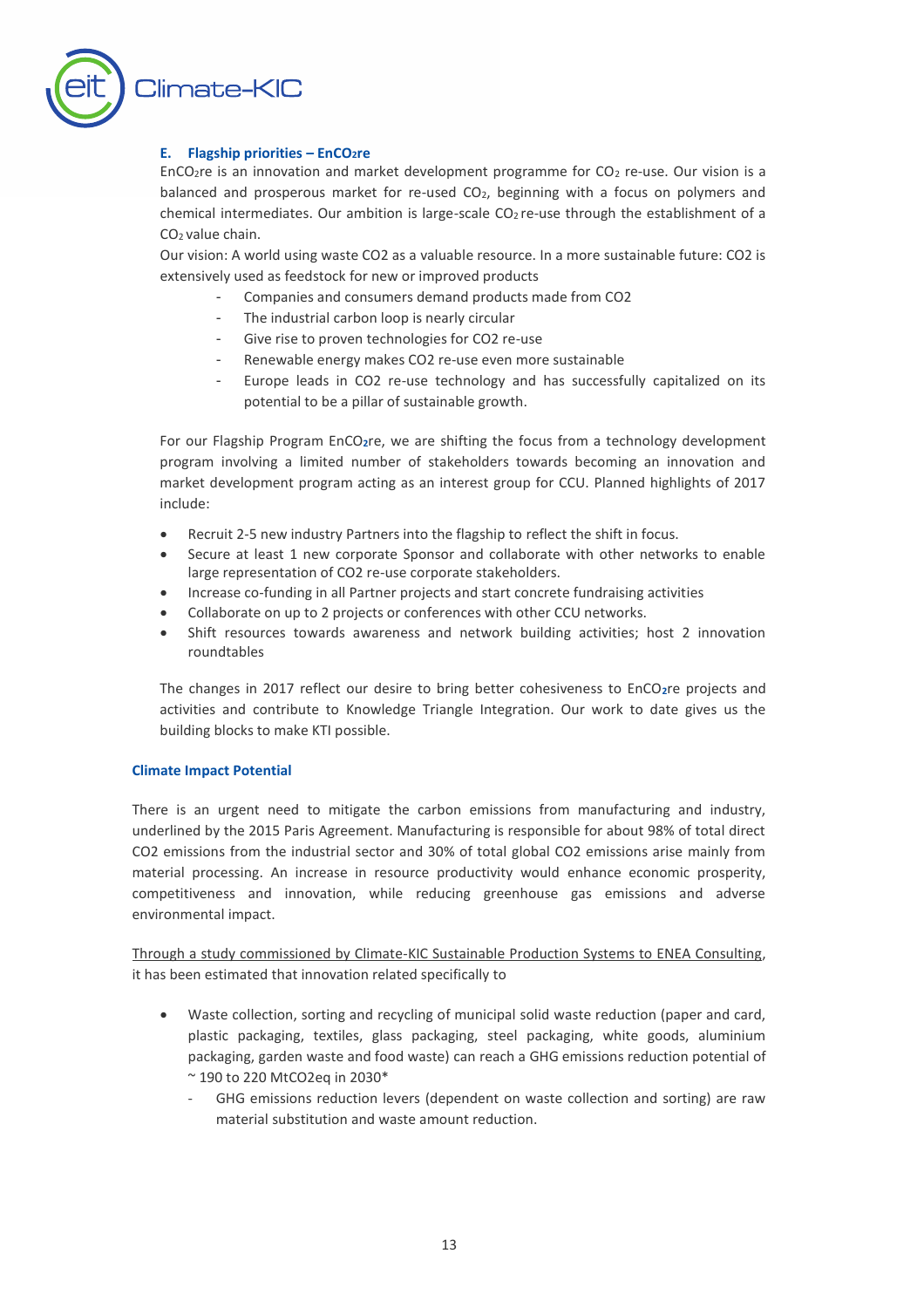### E. Flagship priorities – EnCO₂re

EnCO₂re is an innovation and market development programme for $CO_2$ re-use. Our vision is a balanced and prosperous market for re-used $CO_2$, beginning with a focus on polymers and chemical intermediates. Our ambition is large-scale $CO_2$ re-use through the establishment of a $CO_2$ value chain.

Our vision: A world using waste CO2 as a valuable resource. In a more sustainable future: CO2 is extensively used as feedstock for new or improved products

- Companies and consumers demand products made from CO2
- The industrial carbon loop is nearly circular
- Give rise to proven technologies for CO2 re-use
- Renewable energy makes CO2 re-use even more sustainable
- Europe leads in CO2 re-use technology and has successfully capitalized on its potential to be a pillar of sustainable growth.

For our Flagship Program EnCO₂re, we are shifting the focus from a technology development program involving a limited number of stakeholders towards becoming an innovation and market development program acting as an interest group for CCU. Planned highlights of 2017 include:

- Recruit 2-5 new industry Partners into the flagship to reflect the shift in focus.
- Secure at least 1 new corporate Sponsor and collaborate with other networks to enable large representation of CO2 re-use corporate stakeholders.
- Increase co-funding in all Partner projects and start concrete fundraising activities
- Collaborate on up to 2 projects or conferences with other CCU networks.
- Shift resources towards awareness and network building activities; host 2 innovation roundtables

The changes in 2017 reflect our desire to bring better cohesiveness to EnCO₂re projects and activities and contribute to Knowledge Triangle Integration. Our work to date gives us the building blocks to make KTI possible.

#### Climate Impact Potential

There is an urgent need to mitigate the carbon emissions from manufacturing and industry, underlined by the 2015 Paris Agreement. Manufacturing is responsible for about 98% of total direct CO2 emissions from the industrial sector and 30% of total global CO2 emissions arise mainly from material processing. An increase in resource productivity would enhance economic prosperity, competitiveness and innovation, while reducing greenhouse gas emissions and adverse environmental impact.

Through a study commissioned by Climate-KIC Sustainable Production Systems to ENEA Consulting, it has been estimated that innovation related specifically to

- Waste collection, sorting and recycling of municipal solid waste reduction (paper and card, plastic packaging, textiles, glass packaging, steel packaging, white goods, aluminium packaging, garden waste and food waste) can reach a GHG emissions reduction potential of ~ 190 to 220 MtCO2eq in 2030*
  - GHG emissions reduction levers (dependent on waste collection and sorting) are raw material substitution and waste amount reduction.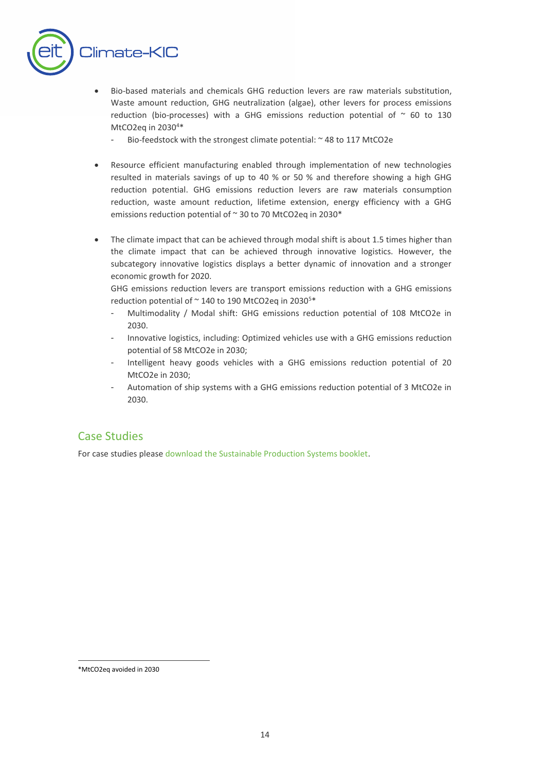- Bio-based materials and chemicals GHG reduction levers are raw materials substitution, Waste amount reduction, GHG neutralization (algae), other levers for process emissions reduction (bio-processes) with a GHG emissions reduction potential of ~ 60 to 130 MtCO2eq in 2030[4]*
  - Bio-feedstock with the strongest climate potential: ~ 48 to 117 MtCO2e

- Resource efficient manufacturing enabled through implementation of new technologies resulted in materials savings of up to 40 % or 50 % and therefore showing a high GHG reduction potential. GHG emissions reduction levers are raw materials consumption reduction, waste amount reduction, lifetime extension, energy efficiency with a GHG emissions reduction potential of ~ 30 to 70 MtCO2eq in 2030*

- The climate impact that can be achieved through modal shift is about 1.5 times higher than the climate impact that can be achieved through innovative logistics. However, the subcategory innovative logistics displays a better dynamic of innovation and a stronger economic growth for 2020.

  GHG emissions reduction levers are transport emissions reduction with a GHG emissions reduction potential of ~ 140 to 190 MtCO2eq in 2030[5]*
  - Multimodality / Modal shift: GHG emissions reduction potential of 108 MtCO2e in 2030.
  - Innovative logistics, including: Optimized vehicles use with a GHG emissions reduction potential of 58 MtCO2e in 2030;
  - Intelligent heavy goods vehicles with a GHG emissions reduction potential of 20 MtCO2e in 2030;
  - Automation of ship systems with a GHG emissions reduction potential of 3 MtCO2e in 2030.

## Case Studies

For case studies please download the Sustainable Production Systems booklet.

*MtCO2eq avoided in 2030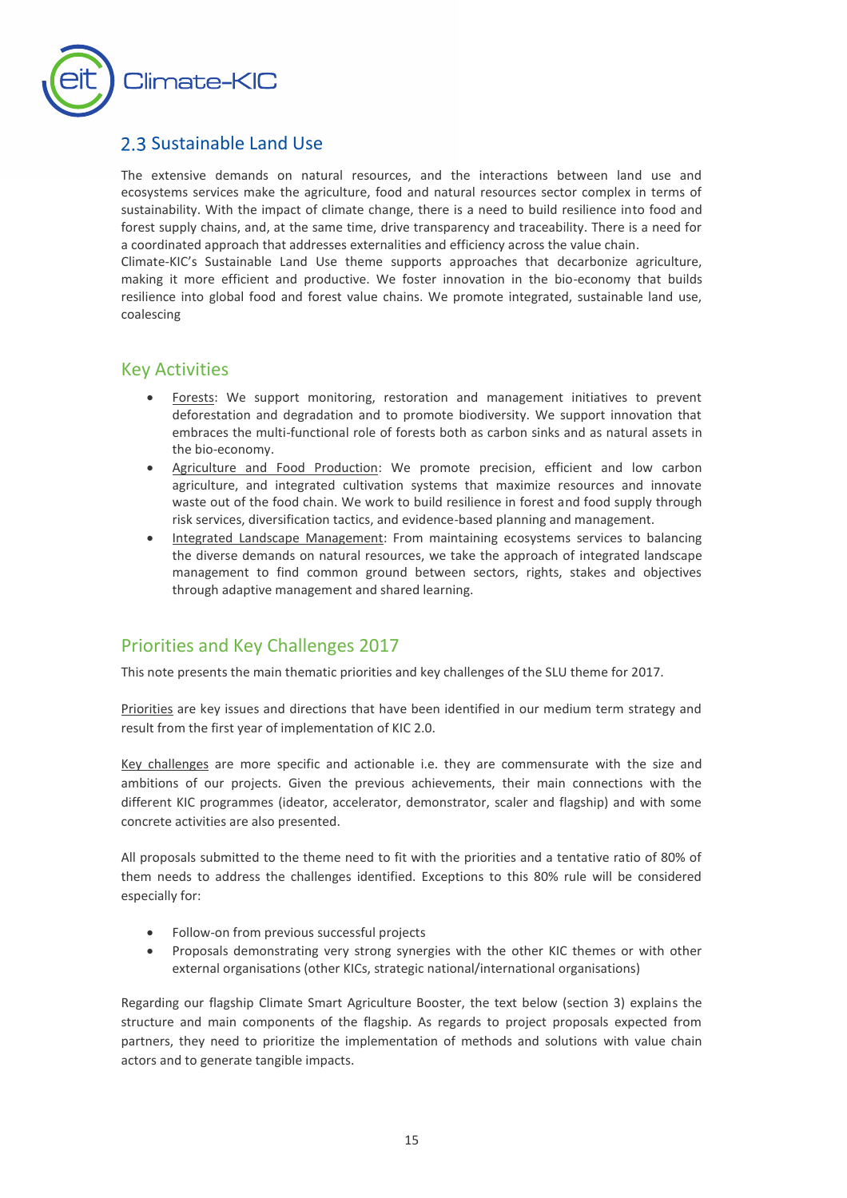## 2.3 Sustainable Land Use

The extensive demands on natural resources, and the interactions between land use and ecosystems services make the agriculture, food and natural resources sector complex in terms of sustainability. With the impact of climate change, there is a need to build resilience into food and forest supply chains, and, at the same time, drive transparency and traceability. There is a need for a coordinated approach that addresses externalities and efficiency across the value chain.
Climate-KIC's Sustainable Land Use theme supports approaches that decarbonize agriculture, making it more efficient and productive. We foster innovation in the bio-economy that builds resilience into global food and forest value chains. We promote integrated, sustainable land use, coalescing

### Key Activities

- Forests: We support monitoring, restoration and management initiatives to prevent deforestation and degradation and to promote biodiversity. We support innovation that embraces the multi-functional role of forests both as carbon sinks and as natural assets in the bio-economy.
- Agriculture and Food Production: We promote precision, efficient and low carbon agriculture, and integrated cultivation systems that maximize resources and innovate waste out of the food chain. We work to build resilience in forest and food supply through risk services, diversification tactics, and evidence-based planning and management.
- Integrated Landscape Management: From maintaining ecosystems services to balancing the diverse demands on natural resources, we take the approach of integrated landscape management to find common ground between sectors, rights, stakes and objectives through adaptive management and shared learning.

### Priorities and Key Challenges 2017

This note presents the main thematic priorities and key challenges of the SLU theme for 2017.

Priorities are key issues and directions that have been identified in our medium term strategy and result from the first year of implementation of KIC 2.0.

Key challenges are more specific and actionable i.e. they are commensurate with the size and ambitions of our projects. Given the previous achievements, their main connections with the different KIC programmes (ideator, accelerator, demonstrator, scaler and flagship) and with some concrete activities are also presented.

All proposals submitted to the theme need to fit with the priorities and a tentative ratio of 80% of them needs to address the challenges identified. Exceptions to this 80% rule will be considered especially for:

- Follow-on from previous successful projects
- Proposals demonstrating very strong synergies with the other KIC themes or with other external organisations (other KICs, strategic national/international organisations)

Regarding our flagship Climate Smart Agriculture Booster, the text below (section 3) explains the structure and main components of the flagship. As regards to project proposals expected from partners, they need to prioritize the implementation of methods and solutions with value chain actors and to generate tangible impacts.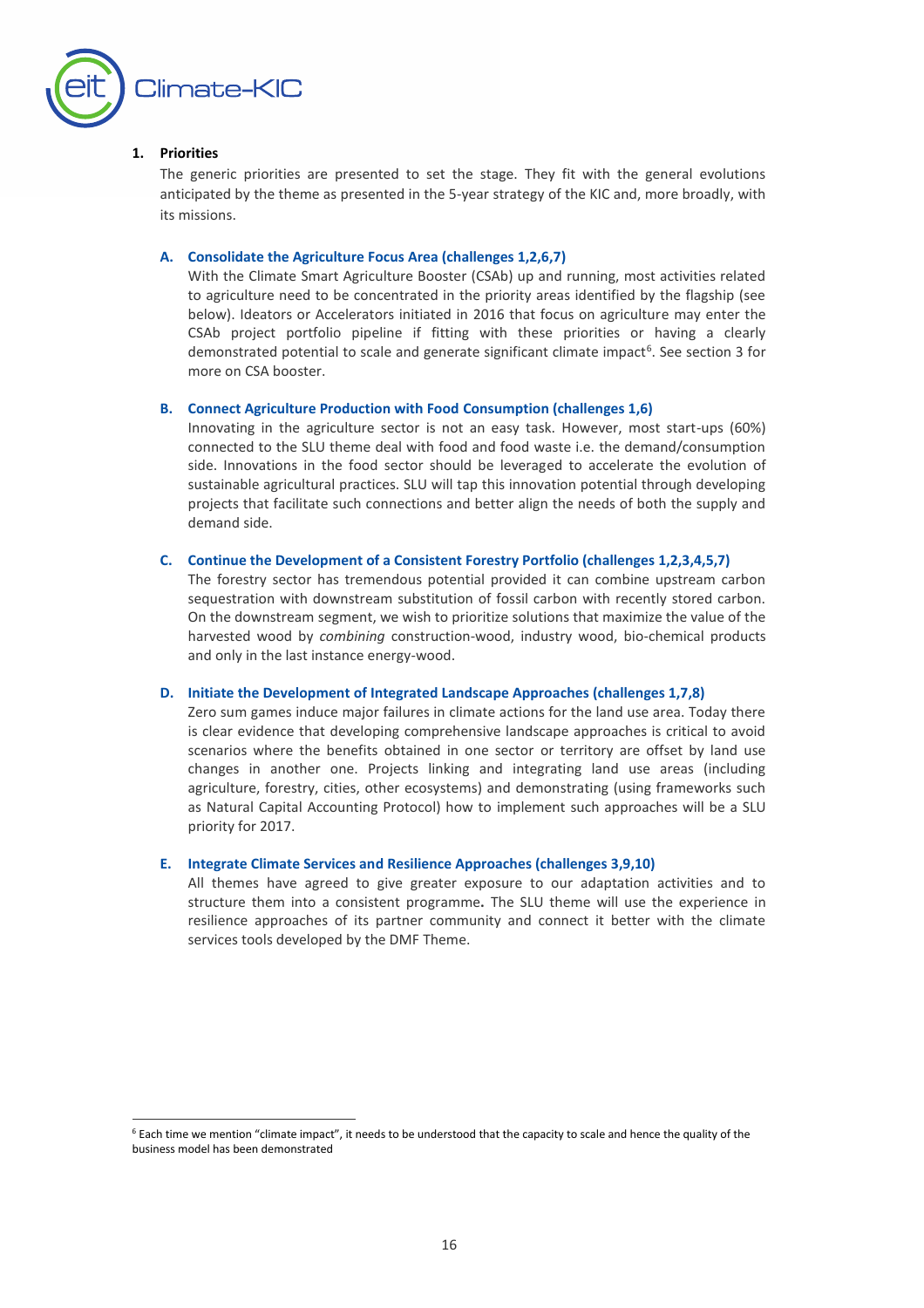## 1. Priorities

The generic priorities are presented to set the stage. They fit with the general evolutions anticipated by the theme as presented in the 5-year strategy of the KIC and, more broadly, with its missions.

### A. Consolidate the Agriculture Focus Area (challenges 1,2,6,7)

With the Climate Smart Agriculture Booster (CSAb) up and running, most activities related to agriculture need to be concentrated in the priority areas identified by the flagship (see below). Ideators or Accelerators initiated in 2016 that focus on agriculture may enter the CSAb project portfolio pipeline if fitting with these priorities or having a clearly demonstrated potential to scale and generate significant climate impact[6]. See section 3 for more on CSA booster.

### B. Connect Agriculture Production with Food Consumption (challenges 1,6)

Innovating in the agriculture sector is not an easy task. However, most start-ups (60%) connected to the SLU theme deal with food and food waste i.e. the demand/consumption side. Innovations in the food sector should be leveraged to accelerate the evolution of sustainable agricultural practices. SLU will tap this innovation potential through developing projects that facilitate such connections and better align the needs of both the supply and demand side.

### C. Continue the Development of a Consistent Forestry Portfolio (challenges 1,2,3,4,5,7)

The forestry sector has tremendous potential provided it can combine upstream carbon sequestration with downstream substitution of fossil carbon with recently stored carbon. On the downstream segment, we wish to prioritize solutions that maximize the value of the harvested wood by *combining* construction-wood, industry wood, bio-chemical products and only in the last instance energy-wood.

### D. Initiate the Development of Integrated Landscape Approaches (challenges 1,7,8)

Zero sum games induce major failures in climate actions for the land use area. Today there is clear evidence that developing comprehensive landscape approaches is critical to avoid scenarios where the benefits obtained in one sector or territory are offset by land use changes in another one. Projects linking and integrating land use areas (including agriculture, forestry, cities, other ecosystems) and demonstrating (using frameworks such as Natural Capital Accounting Protocol) how to implement such approaches will be a SLU priority for 2017.

### E. Integrate Climate Services and Resilience Approaches (challenges 3,9,10)

All themes have agreed to give greater exposure to our adaptation activities and to structure them into a consistent programme**.** The SLU theme will use the experience in resilience approaches of its partner community and connect it better with the climate services tools developed by the DMF Theme.

---

[6] Each time we mention "climate impact", it needs to be understood that the capacity to scale and hence the quality of the business model has been demonstrated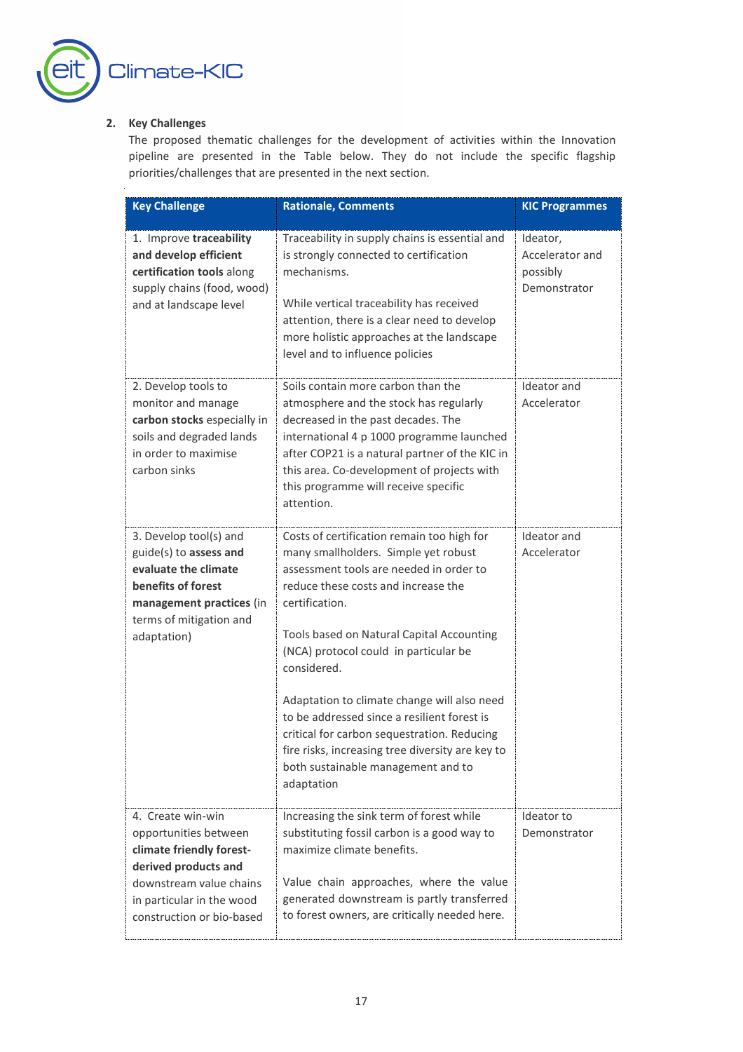## 2. Key Challenges

The proposed thematic challenges for the development of activities within the Innovation pipeline are presented in the Table below. They do not include the specific flagship priorities/challenges that are presented in the next section.

| Key Challenge | Rationale, Comments | KIC Programmes |
|---|---|---|
| 1. Improve **traceability and develop efficient certification tools** along supply chains (food, wood) and at landscape level | Traceability in supply chains is essential and is strongly connected to certification mechanisms.<br><br>While vertical traceability has received attention, there is a clear need to develop more holistic approaches at the landscape level and to influence policies | Ideator, Accelerator and possibly Demonstrator |
| 2. Develop tools to monitor and manage **carbon stocks** especially in soils and degraded lands in order to maximise carbon sinks | Soils contain more carbon than the atmosphere and the stock has regularly decreased in the past decades. The international 4 p 1000 programme launched after COP21 is a natural partner of the KIC in this area. Co-development of projects with this programme will receive specific attention. | Ideator and Accelerator |
| 3. Develop tool(s) and guide(s) to **assess and evaluate the climate benefits of forest management practices** (in terms of mitigation and adaptation) | Costs of certification remain too high for many smallholders. Simple yet robust assessment tools are needed in order to reduce these costs and increase the certification.<br><br>Tools based on Natural Capital Accounting (NCA) protocol could in particular be considered.<br><br>Adaptation to climate change will also need to be addressed since a resilient forest is critical for carbon sequestration. Reducing fire risks, increasing tree diversity are key to both sustainable management and to adaptation | Ideator and Accelerator |
| 4. Create win-win opportunities between **climate friendly forest-derived products and** downstream value chains in particular in the wood construction or bio-based | Increasing the sink term of forest while substituting fossil carbon is a good way to maximize climate benefits.<br><br>Value chain approaches, where the value generated downstream is partly transferred to forest owners, are critically needed here. | Ideator to Demonstrator |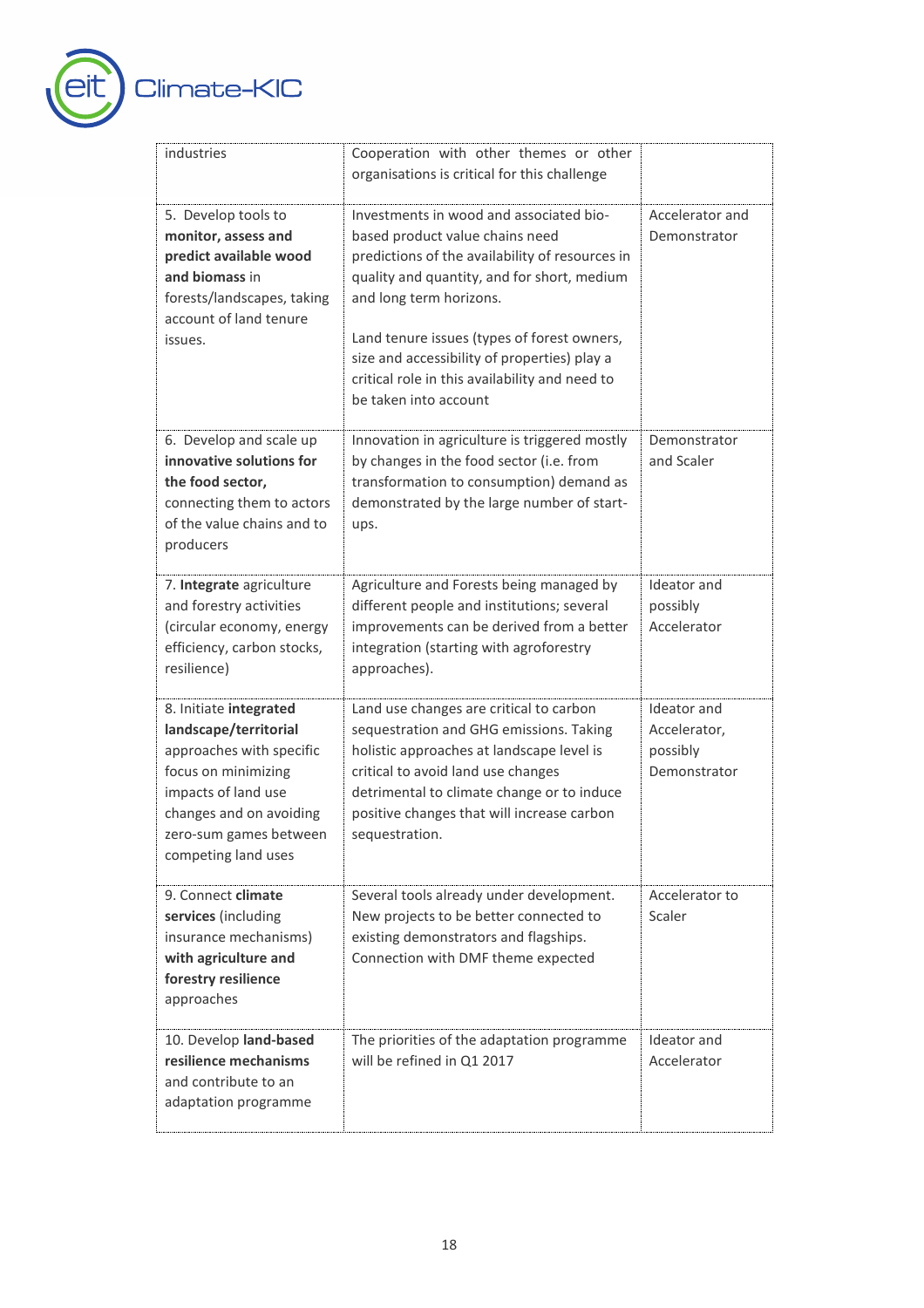| | | |
|---|---|---|
| industries | Cooperation with other themes or other organisations is critical for this challenge | |
| 5. Develop tools to **monitor, assess and predict available wood and biomass** in forests/landscapes, taking account of land tenure issues. | Investments in wood and associated bio-based product value chains need predictions of the availability of resources in quality and quantity, and for short, medium and long term horizons.<br><br>Land tenure issues (types of forest owners, size and accessibility of properties) play a critical role in this availability and need to be taken into account | Accelerator and Demonstrator |
| 6. Develop and scale up **innovative solutions for the food sector,** connecting them to actors of the value chains and to producers | Innovation in agriculture is triggered mostly by changes in the food sector (i.e. from transformation to consumption) demand as demonstrated by the large number of start-ups. | Demonstrator and Scaler |
| 7. **Integrate** agriculture and forestry activities (circular economy, energy efficiency, carbon stocks, resilience) | Agriculture and Forests being managed by different people and institutions; several improvements can be derived from a better integration (starting with agroforestry approaches). | Ideator and possibly Accelerator |
| 8. Initiate **integrated landscape/territorial** approaches with specific focus on minimizing impacts of land use changes and on avoiding zero-sum games between competing land uses | Land use changes are critical to carbon sequestration and GHG emissions. Taking holistic approaches at landscape level is critical to avoid land use changes detrimental to climate change or to induce positive changes that will increase carbon sequestration. | Ideator and Accelerator, possibly Demonstrator |
| 9. Connect **climate services** (including insurance mechanisms) **with agriculture and forestry resilience** approaches | Several tools already under development. New projects to be better connected to existing demonstrators and flagships. Connection with DMF theme expected | Accelerator to Scaler |
| 10. Develop **land-based resilience mechanisms** and contribute to an adaptation programme | The priorities of the adaptation programme will be refined in Q1 2017 | Ideator and Accelerator |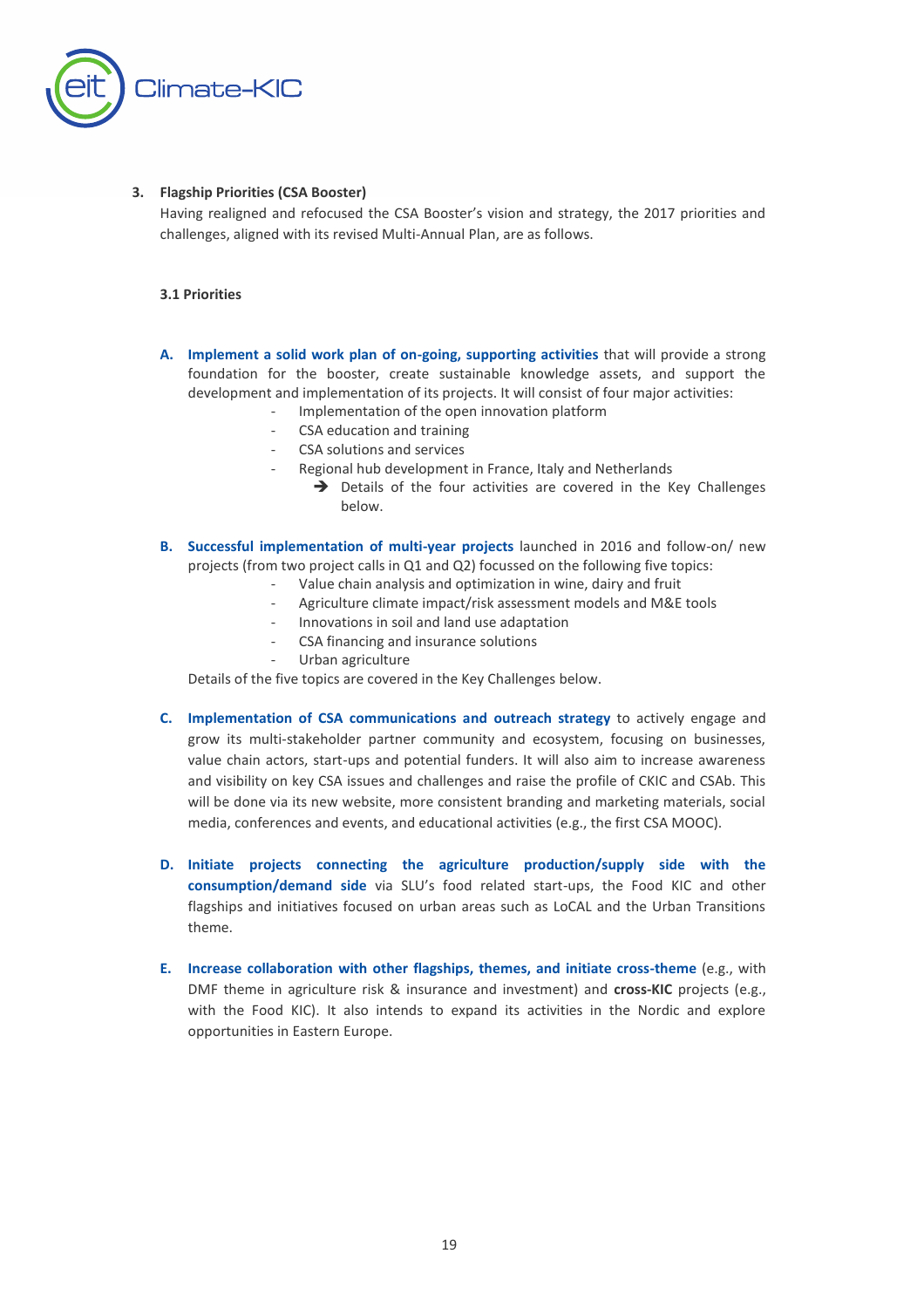## 3. Flagship Priorities (CSA Booster)

Having realigned and refocused the CSA Booster's vision and strategy, the 2017 priorities and challenges, aligned with its revised Multi-Annual Plan, are as follows.

### 3.1 Priorities

**A. Implement a solid work plan of on-going, supporting activities** that will provide a strong foundation for the booster, create sustainable knowledge assets, and support the development and implementation of its projects. It will consist of four major activities:

- Implementation of the open innovation platform
- CSA education and training
- CSA solutions and services
- Regional hub development in France, Italy and Netherlands
  - ➔ Details of the four activities are covered in the Key Challenges below.

**B. Successful implementation of multi-year projects** launched in 2016 and follow-on/ new projects (from two project calls in Q1 and Q2) focussed on the following five topics:

- Value chain analysis and optimization in wine, dairy and fruit
- Agriculture climate impact/risk assessment models and M&E tools
- Innovations in soil and land use adaptation
- CSA financing and insurance solutions
- Urban agriculture

Details of the five topics are covered in the Key Challenges below.

**C. Implementation of CSA communications and outreach strategy** to actively engage and grow its multi-stakeholder partner community and ecosystem, focusing on businesses, value chain actors, start-ups and potential funders. It will also aim to increase awareness and visibility on key CSA issues and challenges and raise the profile of CKIC and CSAb. This will be done via its new website, more consistent branding and marketing materials, social media, conferences and events, and educational activities (e.g., the first CSA MOOC).

**D. Initiate projects connecting the agriculture production/supply side with the consumption/demand side** via SLU's food related start-ups, the Food KIC and other flagships and initiatives focused on urban areas such as LoCAL and the Urban Transitions theme.

**E. Increase collaboration with other flagships, themes, and initiate cross-theme** (e.g., with DMF theme in agriculture risk & insurance and investment) and **cross-KIC** projects (e.g., with the Food KIC). It also intends to expand its activities in the Nordic and explore opportunities in Eastern Europe.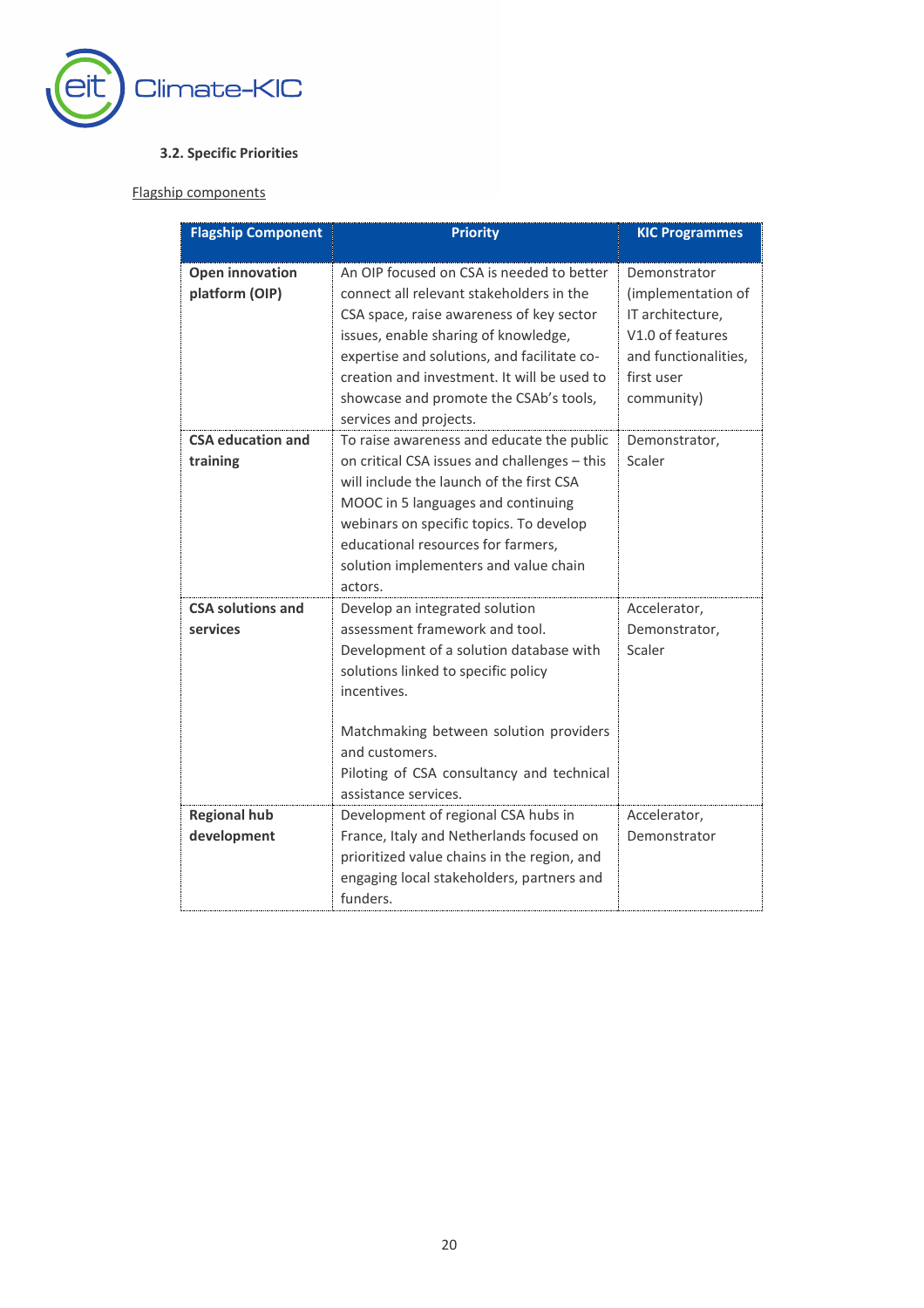### 3.2. Specific Priorities

Flagship components

| Flagship Component | Priority | KIC Programmes |
| --- | --- | --- |
| **Open innovation platform (OIP)** | An OIP focused on CSA is needed to better connect all relevant stakeholders in the CSA space, raise awareness of key sector issues, enable sharing of knowledge, expertise and solutions, and facilitate co-creation and investment. It will be used to showcase and promote the CSAb's tools, services and projects. | Demonstrator (implementation of IT architecture, V1.0 of features and functionalities, first user community) |
| **CSA education and training** | To raise awareness and educate the public on critical CSA issues and challenges – this will include the launch of the first CSA MOOC in 5 languages and continuing webinars on specific topics. To develop educational resources for farmers, solution implementers and value chain actors. | Demonstrator, Scaler |
| **CSA solutions and services** | Develop an integrated solution assessment framework and tool. Development of a solution database with solutions linked to specific policy incentives.<br><br>Matchmaking between solution providers and customers.<br>Piloting of CSA consultancy and technical assistance services. | Accelerator, Demonstrator, Scaler |
| **Regional hub development** | Development of regional CSA hubs in France, Italy and Netherlands focused on prioritized value chains in the region, and engaging local stakeholders, partners and funders. | Accelerator, Demonstrator |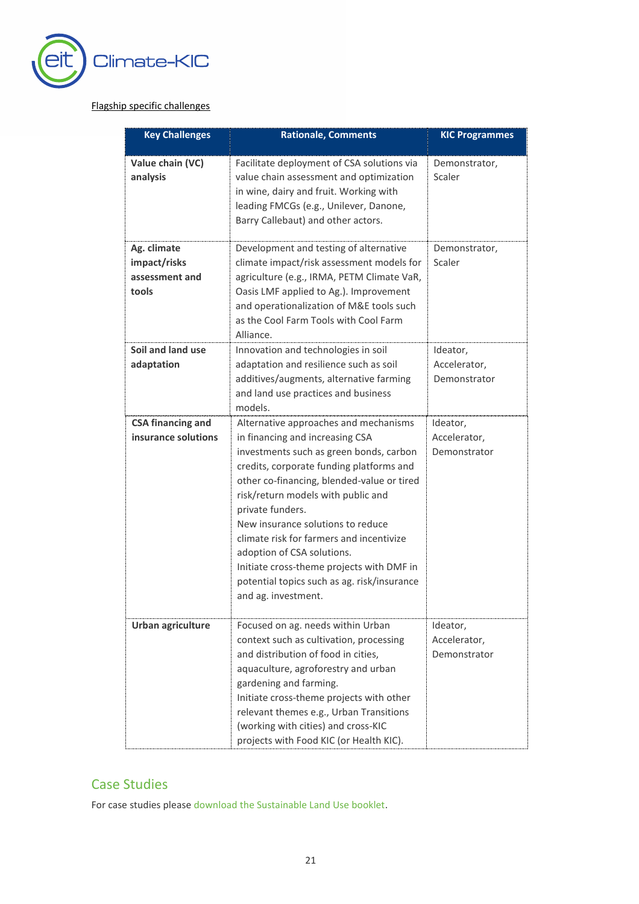Flagship specific challenges

| Key Challenges | Rationale, Comments | KIC Programmes |
| --- | --- | --- |
| **Value chain (VC) analysis** | Facilitate deployment of CSA solutions via value chain assessment and optimization in wine, dairy and fruit. Working with leading FMCGs (e.g., Unilever, Danone, Barry Callebaut) and other actors. | Demonstrator, Scaler |
| **Ag. climate impact/risks assessment and tools** | Development and testing of alternative climate impact/risk assessment models for agriculture (e.g., IRMA, PETM Climate VaR, Oasis LMF applied to Ag.). Improvement and operationalization of M&E tools such as the Cool Farm Tools with Cool Farm Alliance. | Demonstrator, Scaler |
| **Soil and land use adaptation** | Innovation and technologies in soil adaptation and resilience such as soil additives/augments, alternative farming and land use practices and business models. | Ideator, Accelerator, Demonstrator |
| **CSA financing and insurance solutions** | Alternative approaches and mechanisms in financing and increasing CSA investments such as green bonds, carbon credits, corporate funding platforms and other co-financing, blended-value or tired risk/return models with public and private funders.<br>New insurance solutions to reduce climate risk for farmers and incentivize adoption of CSA solutions.<br>Initiate cross-theme projects with DMF in potential topics such as ag. risk/insurance and ag. investment. | Ideator, Accelerator, Demonstrator |
| **Urban agriculture** | Focused on ag. needs within Urban context such as cultivation, processing and distribution of food in cities, aquaculture, agroforestry and urban gardening and farming.<br>Initiate cross-theme projects with other relevant themes e.g., Urban Transitions (working with cities) and cross-KIC projects with Food KIC (or Health KIC). | Ideator, Accelerator, Demonstrator |

## Case Studies

For case studies please download the Sustainable Land Use booklet.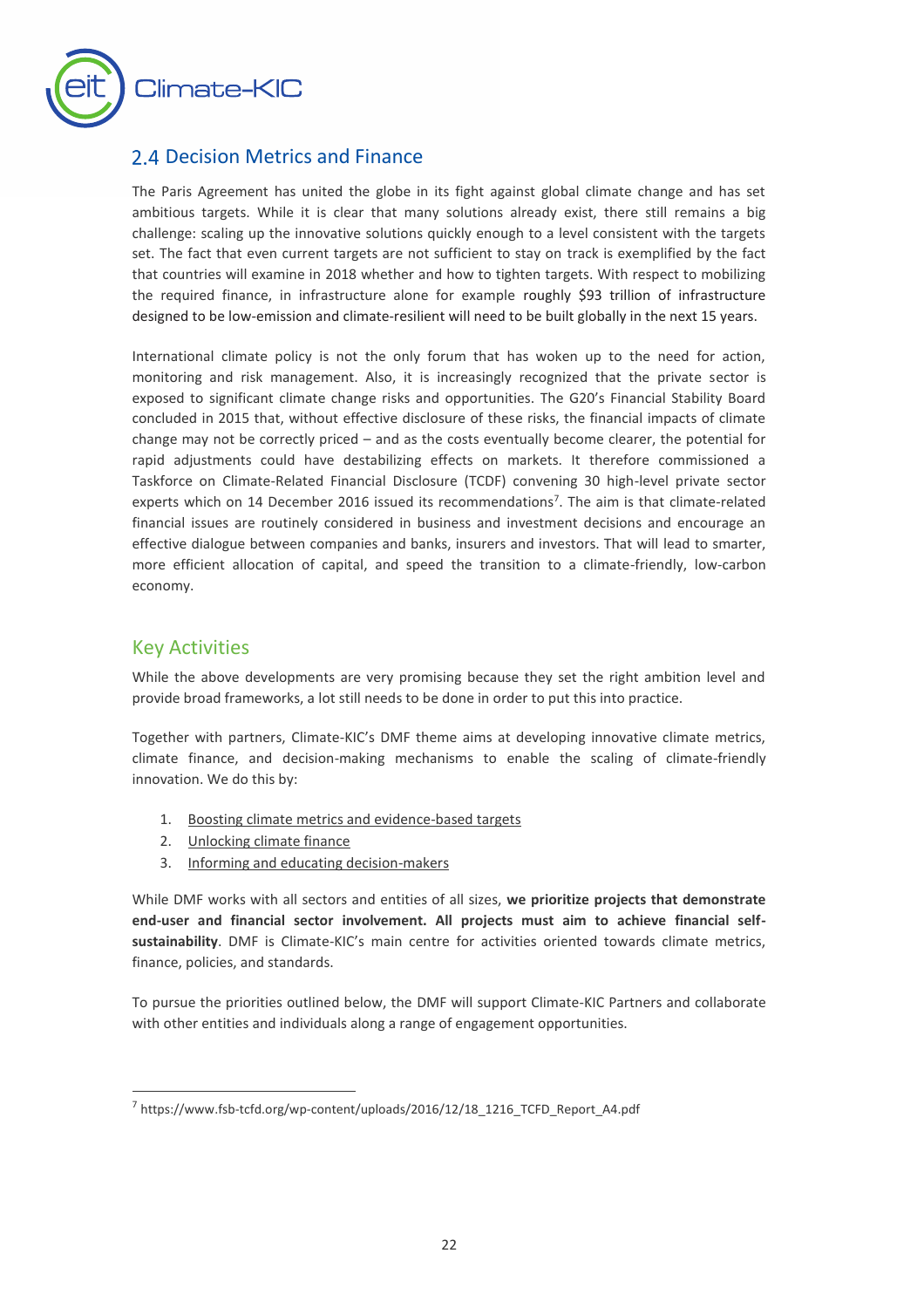## 2.4 Decision Metrics and Finance

The Paris Agreement has united the globe in its fight against global climate change and has set ambitious targets. While it is clear that many solutions already exist, there still remains a big challenge: scaling up the innovative solutions quickly enough to a level consistent with the targets set. The fact that even current targets are not sufficient to stay on track is exemplified by the fact that countries will examine in 2018 whether and how to tighten targets. With respect to mobilizing the required finance, in infrastructure alone for example roughly $93 trillion of infrastructure designed to be low-emission and climate-resilient will need to be built globally in the next 15 years.

International climate policy is not the only forum that has woken up to the need for action, monitoring and risk management. Also, it is increasingly recognized that the private sector is exposed to significant climate change risks and opportunities. The G20's Financial Stability Board concluded in 2015 that, without effective disclosure of these risks, the financial impacts of climate change may not be correctly priced – and as the costs eventually become clearer, the potential for rapid adjustments could have destabilizing effects on markets. It therefore commissioned a Taskforce on Climate-Related Financial Disclosure (TCDF) convening 30 high-level private sector experts which on 14 December 2016 issued its recommendations[7]. The aim is that climate-related financial issues are routinely considered in business and investment decisions and encourage an effective dialogue between companies and banks, insurers and investors. That will lead to smarter, more efficient allocation of capital, and speed the transition to a climate-friendly, low-carbon economy.

### Key Activities

While the above developments are very promising because they set the right ambition level and provide broad frameworks, a lot still needs to be done in order to put this into practice.

Together with partners, Climate-KIC's DMF theme aims at developing innovative climate metrics, climate finance, and decision-making mechanisms to enable the scaling of climate-friendly innovation. We do this by:

1. Boosting climate metrics and evidence-based targets
2. Unlocking climate finance
3. Informing and educating decision-makers

While DMF works with all sectors and entities of all sizes, **we prioritize projects that demonstrate end-user and financial sector involvement. All projects must aim to achieve financial self-sustainability**. DMF is Climate-KIC's main centre for activities oriented towards climate metrics, finance, policies, and standards.

To pursue the priorities outlined below, the DMF will support Climate-KIC Partners and collaborate with other entities and individuals along a range of engagement opportunities.

---

[7] https://www.fsb-tcfd.org/wp-content/uploads/2016/12/18_1216_TCFD_Report_A4.pdf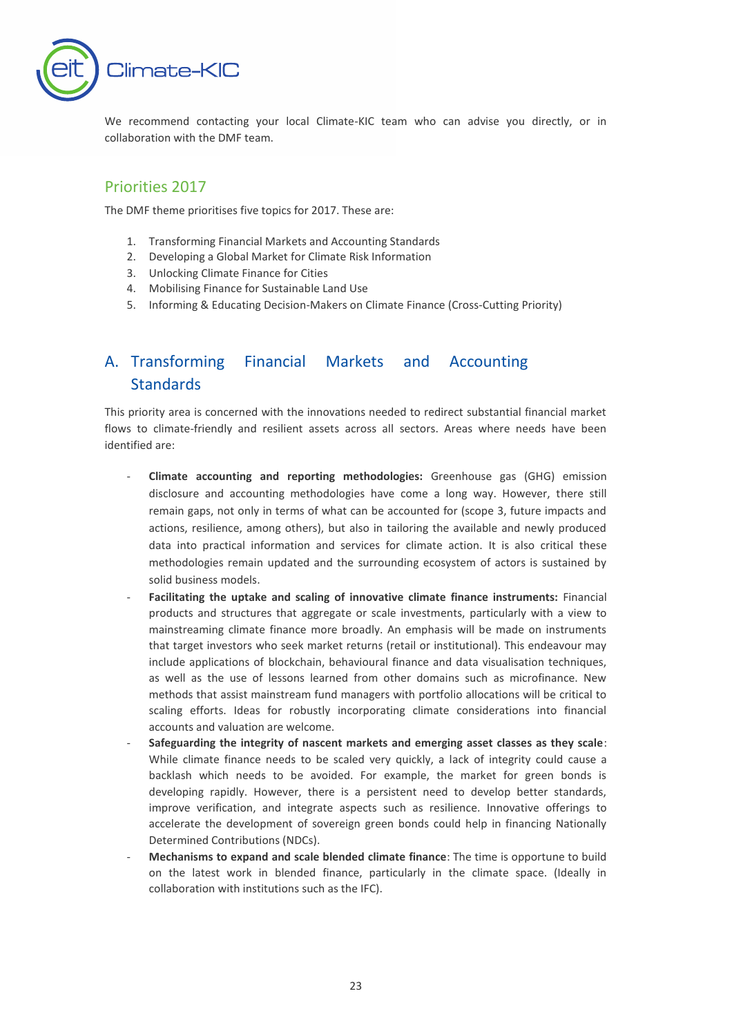We recommend contacting your local Climate-KIC team who can advise you directly, or in collaboration with the DMF team.

## Priorities 2017

The DMF theme prioritises five topics for 2017. These are:

1. Transforming Financial Markets and Accounting Standards
2. Developing a Global Market for Climate Risk Information
3. Unlocking Climate Finance for Cities
4. Mobilising Finance for Sustainable Land Use
5. Informing & Educating Decision-Makers on Climate Finance (Cross-Cutting Priority)

## A. Transforming Financial Markets and Accounting Standards

This priority area is concerned with the innovations needed to redirect substantial financial market flows to climate-friendly and resilient assets across all sectors. Areas where needs have been identified are:

- **Climate accounting and reporting methodologies:** Greenhouse gas (GHG) emission disclosure and accounting methodologies have come a long way. However, there still remain gaps, not only in terms of what can be accounted for (scope 3, future impacts and actions, resilience, among others), but also in tailoring the available and newly produced data into practical information and services for climate action. It is also critical these methodologies remain updated and the surrounding ecosystem of actors is sustained by solid business models.
- **Facilitating the uptake and scaling of innovative climate finance instruments:** Financial products and structures that aggregate or scale investments, particularly with a view to mainstreaming climate finance more broadly. An emphasis will be made on instruments that target investors who seek market returns (retail or institutional). This endeavour may include applications of blockchain, behavioural finance and data visualisation techniques, as well as the use of lessons learned from other domains such as microfinance. New methods that assist mainstream fund managers with portfolio allocations will be critical to scaling efforts. Ideas for robustly incorporating climate considerations into financial accounts and valuation are welcome.
- **Safeguarding the integrity of nascent markets and emerging asset classes as they scale**: While climate finance needs to be scaled very quickly, a lack of integrity could cause a backlash which needs to be avoided. For example, the market for green bonds is developing rapidly. However, there is a persistent need to develop better standards, improve verification, and integrate aspects such as resilience. Innovative offerings to accelerate the development of sovereign green bonds could help in financing Nationally Determined Contributions (NDCs).
- **Mechanisms to expand and scale blended climate finance**: The time is opportune to build on the latest work in blended finance, particularly in the climate space. (Ideally in collaboration with institutions such as the IFC).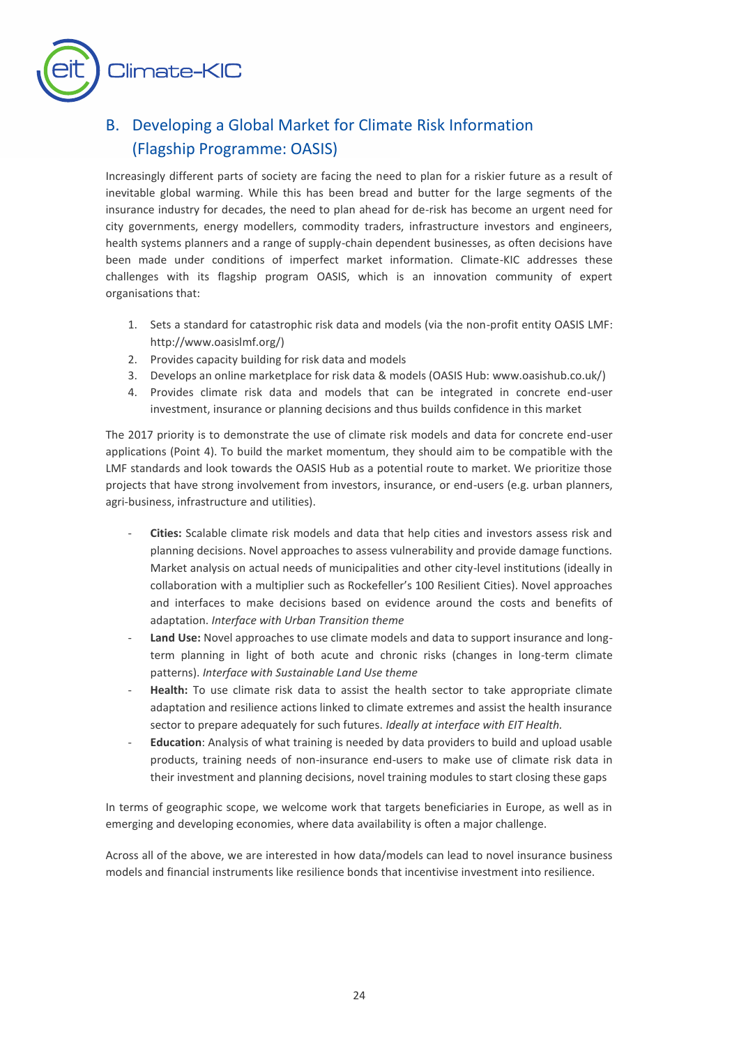## B. Developing a Global Market for Climate Risk Information (Flagship Programme: OASIS)

Increasingly different parts of society are facing the need to plan for a riskier future as a result of inevitable global warming. While this has been bread and butter for the large segments of the insurance industry for decades, the need to plan ahead for de-risk has become an urgent need for city governments, energy modellers, commodity traders, infrastructure investors and engineers, health systems planners and a range of supply-chain dependent businesses, as often decisions have been made under conditions of imperfect market information. Climate-KIC addresses these challenges with its flagship program OASIS, which is an innovation community of expert organisations that:

1. Sets a standard for catastrophic risk data and models (via the non-profit entity OASIS LMF: http://www.oasislmf.org/)
2. Provides capacity building for risk data and models
3. Develops an online marketplace for risk data & models (OASIS Hub: www.oasishub.co.uk/)
4. Provides climate risk data and models that can be integrated in concrete end-user investment, insurance or planning decisions and thus builds confidence in this market

The 2017 priority is to demonstrate the use of climate risk models and data for concrete end-user applications (Point 4). To build the market momentum, they should aim to be compatible with the LMF standards and look towards the OASIS Hub as a potential route to market. We prioritize those projects that have strong involvement from investors, insurance, or end-users (e.g. urban planners, agri-business, infrastructure and utilities).

- **Cities:** Scalable climate risk models and data that help cities and investors assess risk and planning decisions. Novel approaches to assess vulnerability and provide damage functions. Market analysis on actual needs of municipalities and other city-level institutions (ideally in collaboration with a multiplier such as Rockefeller's 100 Resilient Cities). Novel approaches and interfaces to make decisions based on evidence around the costs and benefits of adaptation. *Interface with Urban Transition theme*
- **Land Use:** Novel approaches to use climate models and data to support insurance and long-term planning in light of both acute and chronic risks (changes in long-term climate patterns). *Interface with Sustainable Land Use theme*
- **Health:** To use climate risk data to assist the health sector to take appropriate climate adaptation and resilience actions linked to climate extremes and assist the health insurance sector to prepare adequately for such futures. *Ideally at interface with EIT Health.*
- **Education**: Analysis of what training is needed by data providers to build and upload usable products, training needs of non-insurance end-users to make use of climate risk data in their investment and planning decisions, novel training modules to start closing these gaps

In terms of geographic scope, we welcome work that targets beneficiaries in Europe, as well as in emerging and developing economies, where data availability is often a major challenge.

Across all of the above, we are interested in how data/models can lead to novel insurance business models and financial instruments like resilience bonds that incentivise investment into resilience.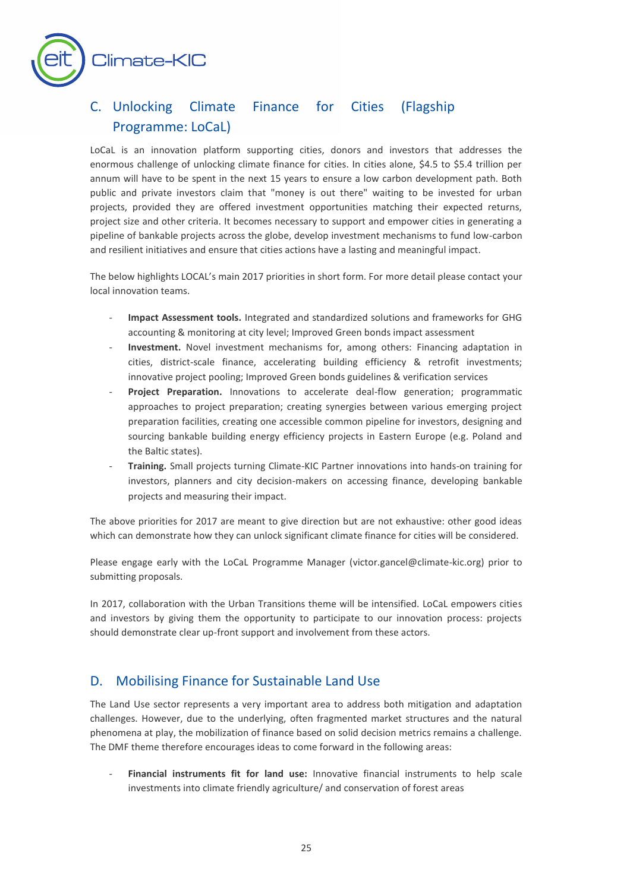## C. Unlocking Climate Finance for Cities (Flagship Programme: LoCaL)

LoCaL is an innovation platform supporting cities, donors and investors that addresses the enormous challenge of unlocking climate finance for cities. In cities alone, $4.5 to $5.4 trillion per annum will have to be spent in the next 15 years to ensure a low carbon development path. Both public and private investors claim that "money is out there" waiting to be invested for urban projects, provided they are offered investment opportunities matching their expected returns, project size and other criteria. It becomes necessary to support and empower cities in generating a pipeline of bankable projects across the globe, develop investment mechanisms to fund low-carbon and resilient initiatives and ensure that cities actions have a lasting and meaningful impact.

The below highlights LOCAL's main 2017 priorities in short form. For more detail please contact your local innovation teams.

- **Impact Assessment tools.** Integrated and standardized solutions and frameworks for GHG accounting & monitoring at city level; Improved Green bonds impact assessment
- **Investment.** Novel investment mechanisms for, among others: Financing adaptation in cities, district-scale finance, accelerating building efficiency & retrofit investments; innovative project pooling; Improved Green bonds guidelines & verification services
- **Project Preparation.** Innovations to accelerate deal-flow generation; programmatic approaches to project preparation; creating synergies between various emerging project preparation facilities, creating one accessible common pipeline for investors, designing and sourcing bankable building energy efficiency projects in Eastern Europe (e.g. Poland and the Baltic states).
- **Training.** Small projects turning Climate-KIC Partner innovations into hands-on training for investors, planners and city decision-makers on accessing finance, developing bankable projects and measuring their impact.

The above priorities for 2017 are meant to give direction but are not exhaustive: other good ideas which can demonstrate how they can unlock significant climate finance for cities will be considered.

Please engage early with the LoCaL Programme Manager (victor.gancel@climate-kic.org) prior to submitting proposals.

In 2017, collaboration with the Urban Transitions theme will be intensified. LoCaL empowers cities and investors by giving them the opportunity to participate to our innovation process: projects should demonstrate clear up-front support and involvement from these actors.

## D. Mobilising Finance for Sustainable Land Use

The Land Use sector represents a very important area to address both mitigation and adaptation challenges. However, due to the underlying, often fragmented market structures and the natural phenomena at play, the mobilization of finance based on solid decision metrics remains a challenge. The DMF theme therefore encourages ideas to come forward in the following areas:

- **Financial instruments fit for land use:** Innovative financial instruments to help scale investments into climate friendly agriculture/ and conservation of forest areas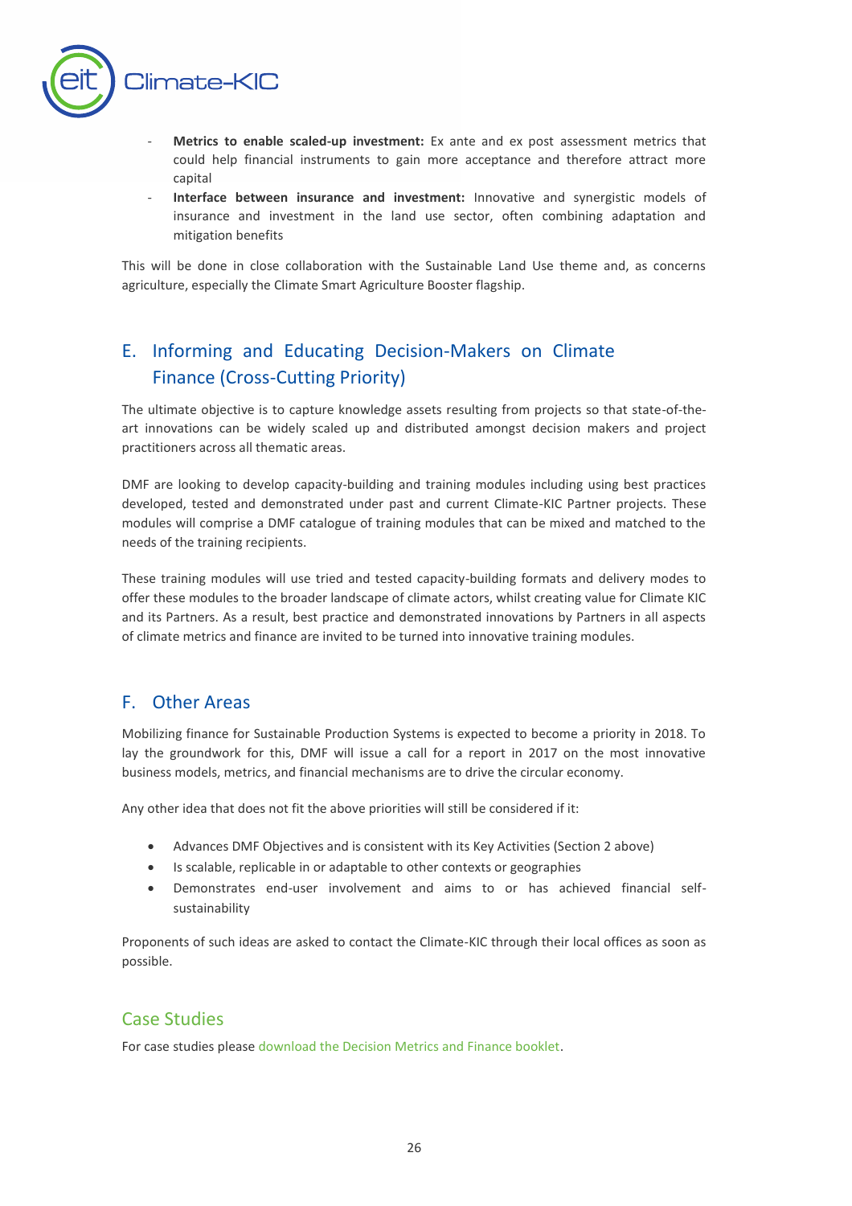- **Metrics to enable scaled-up investment:** Ex ante and ex post assessment metrics that could help financial instruments to gain more acceptance and therefore attract more capital
- **Interface between insurance and investment:** Innovative and synergistic models of insurance and investment in the land use sector, often combining adaptation and mitigation benefits

This will be done in close collaboration with the Sustainable Land Use theme and, as concerns agriculture, especially the Climate Smart Agriculture Booster flagship.

## E. Informing and Educating Decision-Makers on Climate Finance (Cross-Cutting Priority)

The ultimate objective is to capture knowledge assets resulting from projects so that state-of-the-art innovations can be widely scaled up and distributed amongst decision makers and project practitioners across all thematic areas.

DMF are looking to develop capacity-building and training modules including using best practices developed, tested and demonstrated under past and current Climate-KIC Partner projects. These modules will comprise a DMF catalogue of training modules that can be mixed and matched to the needs of the training recipients.

These training modules will use tried and tested capacity-building formats and delivery modes to offer these modules to the broader landscape of climate actors, whilst creating value for Climate KIC and its Partners. As a result, best practice and demonstrated innovations by Partners in all aspects of climate metrics and finance are invited to be turned into innovative training modules.

## F. Other Areas

Mobilizing finance for Sustainable Production Systems is expected to become a priority in 2018. To lay the groundwork for this, DMF will issue a call for a report in 2017 on the most innovative business models, metrics, and financial mechanisms are to drive the circular economy.

Any other idea that does not fit the above priorities will still be considered if it:

- Advances DMF Objectives and is consistent with its Key Activities (Section 2 above)
- Is scalable, replicable in or adaptable to other contexts or geographies
- Demonstrates end-user involvement and aims to or has achieved financial self-sustainability

Proponents of such ideas are asked to contact the Climate-KIC through their local offices as soon as possible.

## Case Studies

For case studies please download the Decision Metrics and Finance booklet.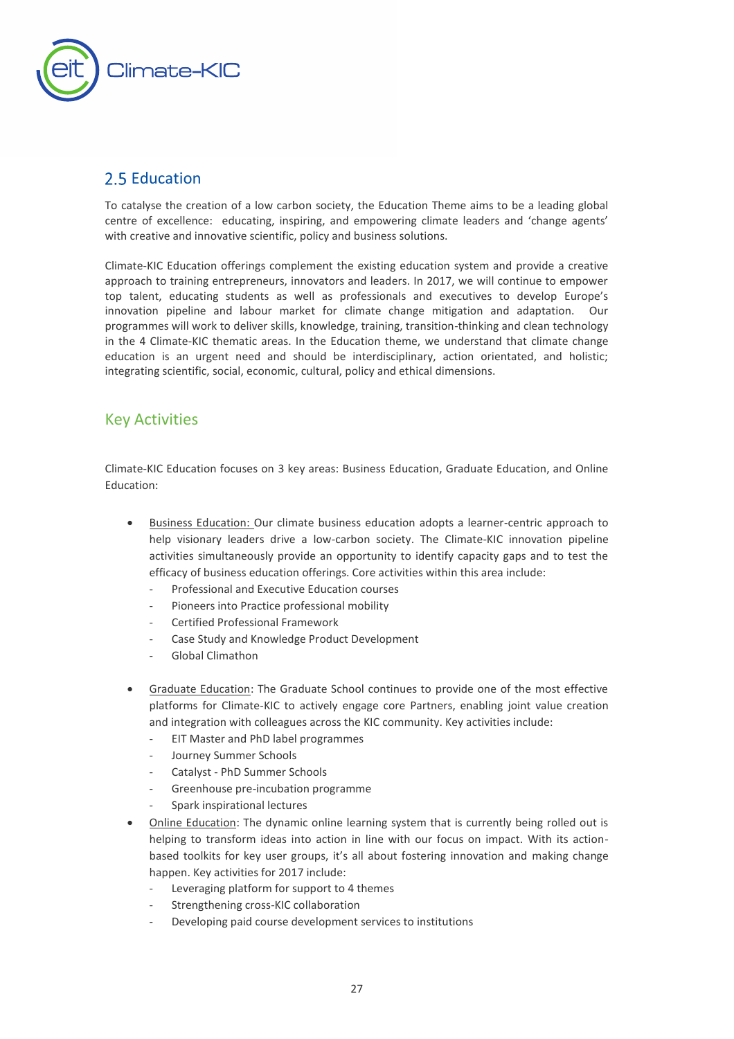## 2.5 Education

To catalyse the creation of a low carbon society, the Education Theme aims to be a leading global centre of excellence: educating, inspiring, and empowering climate leaders and 'change agents' with creative and innovative scientific, policy and business solutions.

Climate-KIC Education offerings complement the existing education system and provide a creative approach to training entrepreneurs, innovators and leaders. In 2017, we will continue to empower top talent, educating students as well as professionals and executives to develop Europe's innovation pipeline and labour market for climate change mitigation and adaptation. Our programmes will work to deliver skills, knowledge, training, transition-thinking and clean technology in the 4 Climate-KIC thematic areas. In the Education theme, we understand that climate change education is an urgent need and should be interdisciplinary, action orientated, and holistic; integrating scientific, social, economic, cultural, policy and ethical dimensions.

### Key Activities

Climate-KIC Education focuses on 3 key areas: Business Education, Graduate Education, and Online Education:

- Business Education: Our climate business education adopts a learner-centric approach to help visionary leaders drive a low-carbon society. The Climate-KIC innovation pipeline activities simultaneously provide an opportunity to identify capacity gaps and to test the efficacy of business education offerings. Core activities within this area include:
  - Professional and Executive Education courses
  - Pioneers into Practice professional mobility
  - Certified Professional Framework
  - Case Study and Knowledge Product Development
  - Global Climathon
- Graduate Education: The Graduate School continues to provide one of the most effective platforms for Climate-KIC to actively engage core Partners, enabling joint value creation and integration with colleagues across the KIC community. Key activities include:
  - EIT Master and PhD label programmes
  - Journey Summer Schools
  - Catalyst - PhD Summer Schools
  - Greenhouse pre-incubation programme
  - Spark inspirational lectures
- Online Education: The dynamic online learning system that is currently being rolled out is helping to transform ideas into action in line with our focus on impact. With its action-based toolkits for key user groups, it's all about fostering innovation and making change happen. Key activities for 2017 include:
  - Leveraging platform for support to 4 themes
  - Strengthening cross-KIC collaboration
  - Developing paid course development services to institutions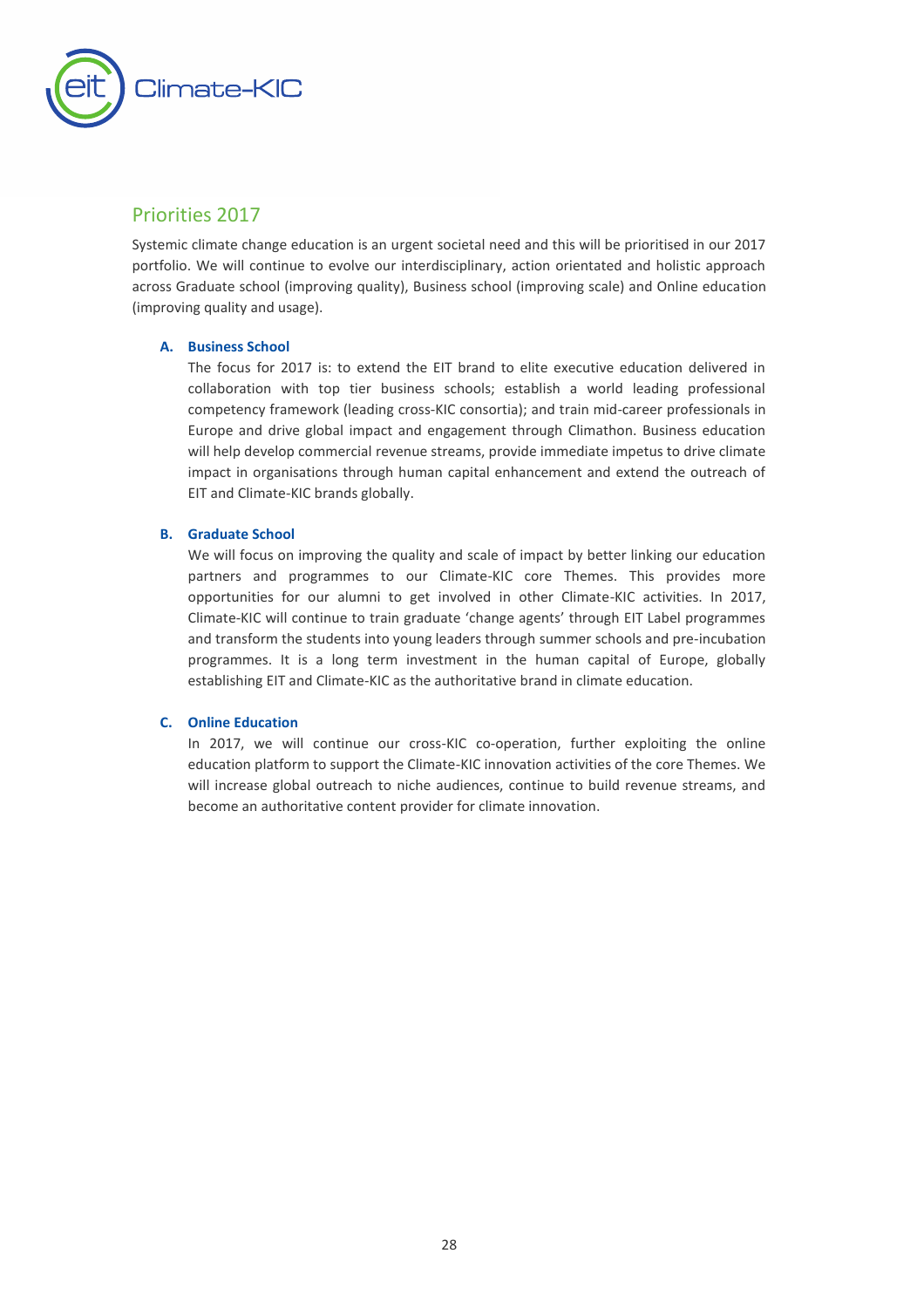## Priorities 2017

Systemic climate change education is an urgent societal need and this will be prioritised in our 2017 portfolio. We will continue to evolve our interdisciplinary, action orientated and holistic approach across Graduate school (improving quality), Business school (improving scale) and Online education (improving quality and usage).

**A. Business School**

The focus for 2017 is: to extend the EIT brand to elite executive education delivered in collaboration with top tier business schools; establish a world leading professional competency framework (leading cross-KIC consortia); and train mid-career professionals in Europe and drive global impact and engagement through Climathon. Business education will help develop commercial revenue streams, provide immediate impetus to drive climate impact in organisations through human capital enhancement and extend the outreach of EIT and Climate-KIC brands globally.

**B. Graduate School**

We will focus on improving the quality and scale of impact by better linking our education partners and programmes to our Climate-KIC core Themes. This provides more opportunities for our alumni to get involved in other Climate-KIC activities. In 2017, Climate-KIC will continue to train graduate 'change agents' through EIT Label programmes and transform the students into young leaders through summer schools and pre-incubation programmes. It is a long term investment in the human capital of Europe, globally establishing EIT and Climate-KIC as the authoritative brand in climate education.

**C. Online Education**

In 2017, we will continue our cross-KIC co-operation, further exploiting the online education platform to support the Climate-KIC innovation activities of the core Themes. We will increase global outreach to niche audiences, continue to build revenue streams, and become an authoritative content provider for climate innovation.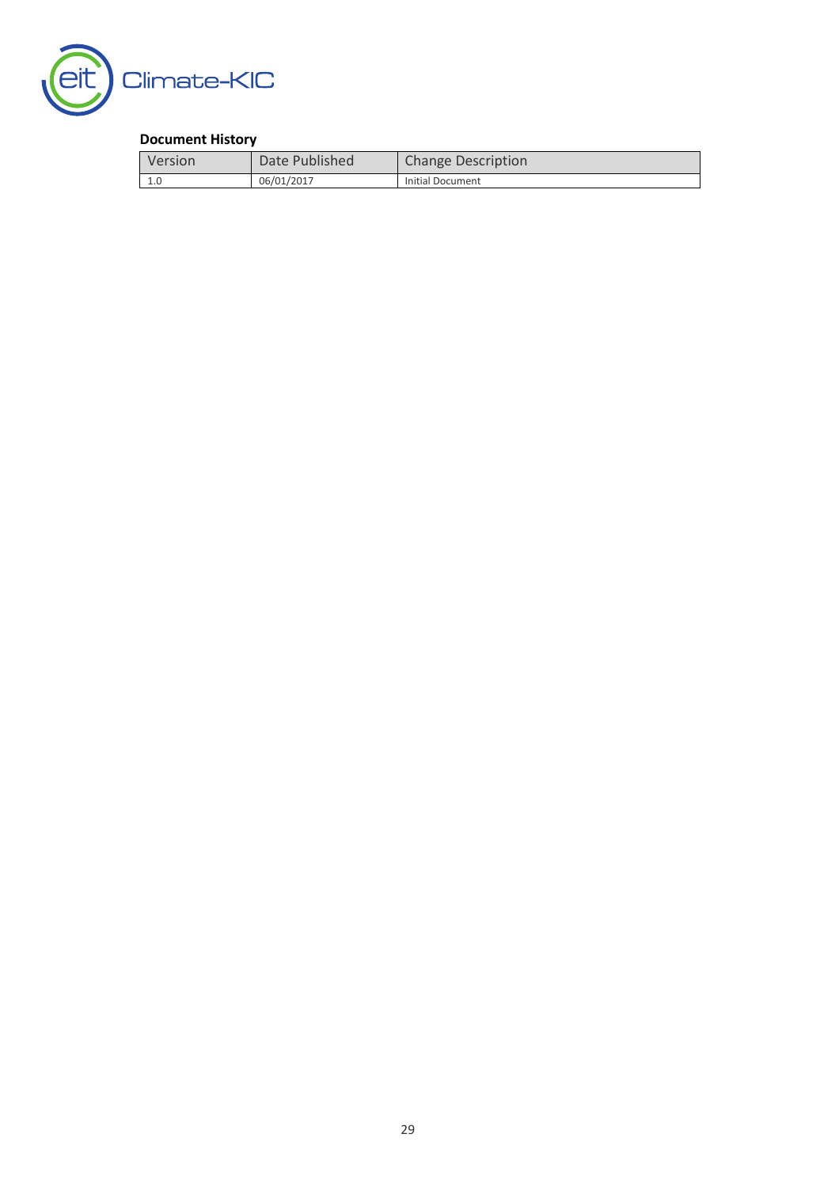**Document History**

| Version | Date Published | Change Description |
| --- | --- | --- |
| 1.0 | 06/01/2017 | Initial Document |